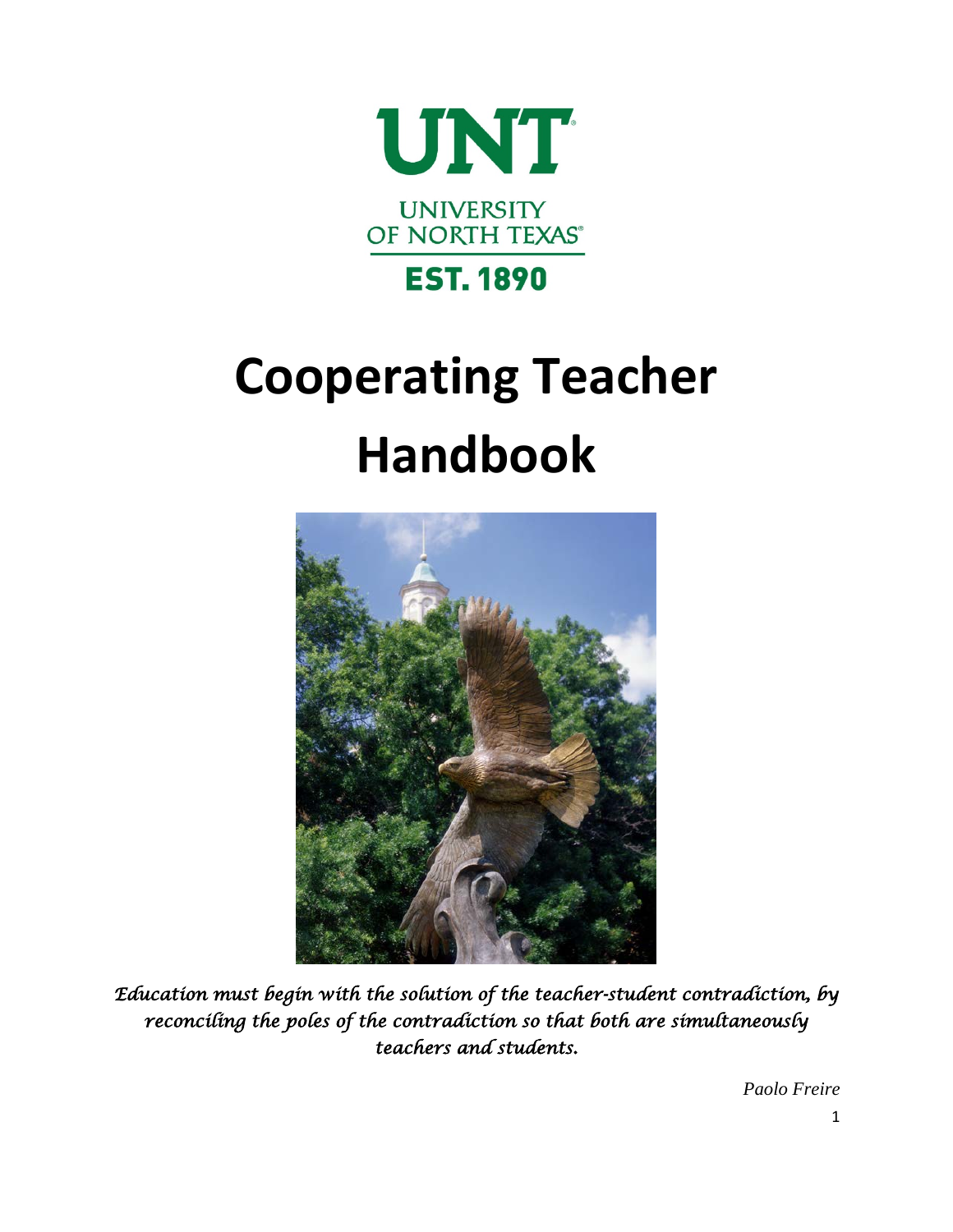UNT

UNIVERSITY OF NORTH TEXAS

EST. 1890

# Cooperating Teacher Handbook

*Education must begin with the solution of the teacher-student contradiction, by reconciling the poles of the contradiction so that both are simultaneously teachers and students.*

*Paolo Freire*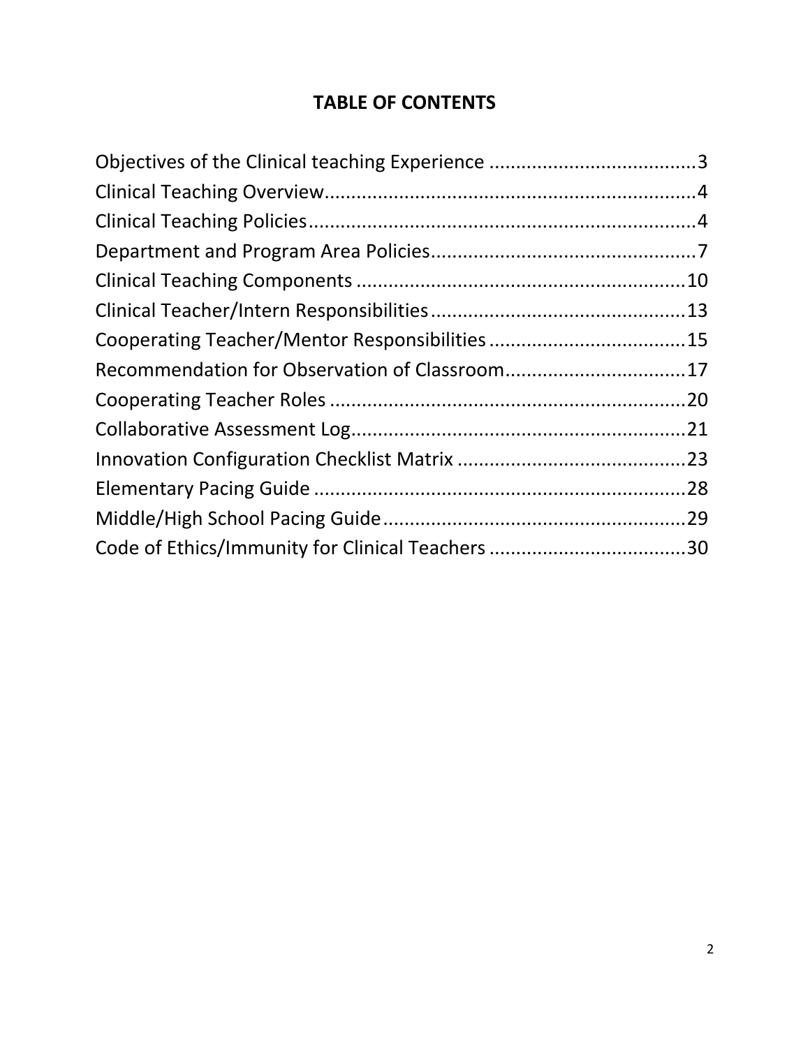# TABLE OF CONTENTS

Objectives of the Clinical teaching Experience ......................................3
Clinical Teaching Overview......................................................................4
Clinical Teaching Policies.........................................................................4
Department and Program Area Policies..................................................7
Clinical Teaching Components ..............................................................10
Clinical Teacher/Intern Responsibilities.................................................13
Cooperating Teacher/Mentor Responsibilities.....................................15
Recommendation for Observation of Classroom..................................17
Cooperating Teacher Roles ...................................................................20
Collaborative Assessment Log...............................................................21
Innovation Configuration Checklist Matrix ...........................................23
Elementary Pacing Guide ......................................................................28
Middle/High School Pacing Guide.........................................................29
Code of Ethics/Immunity for Clinical Teachers ....................................30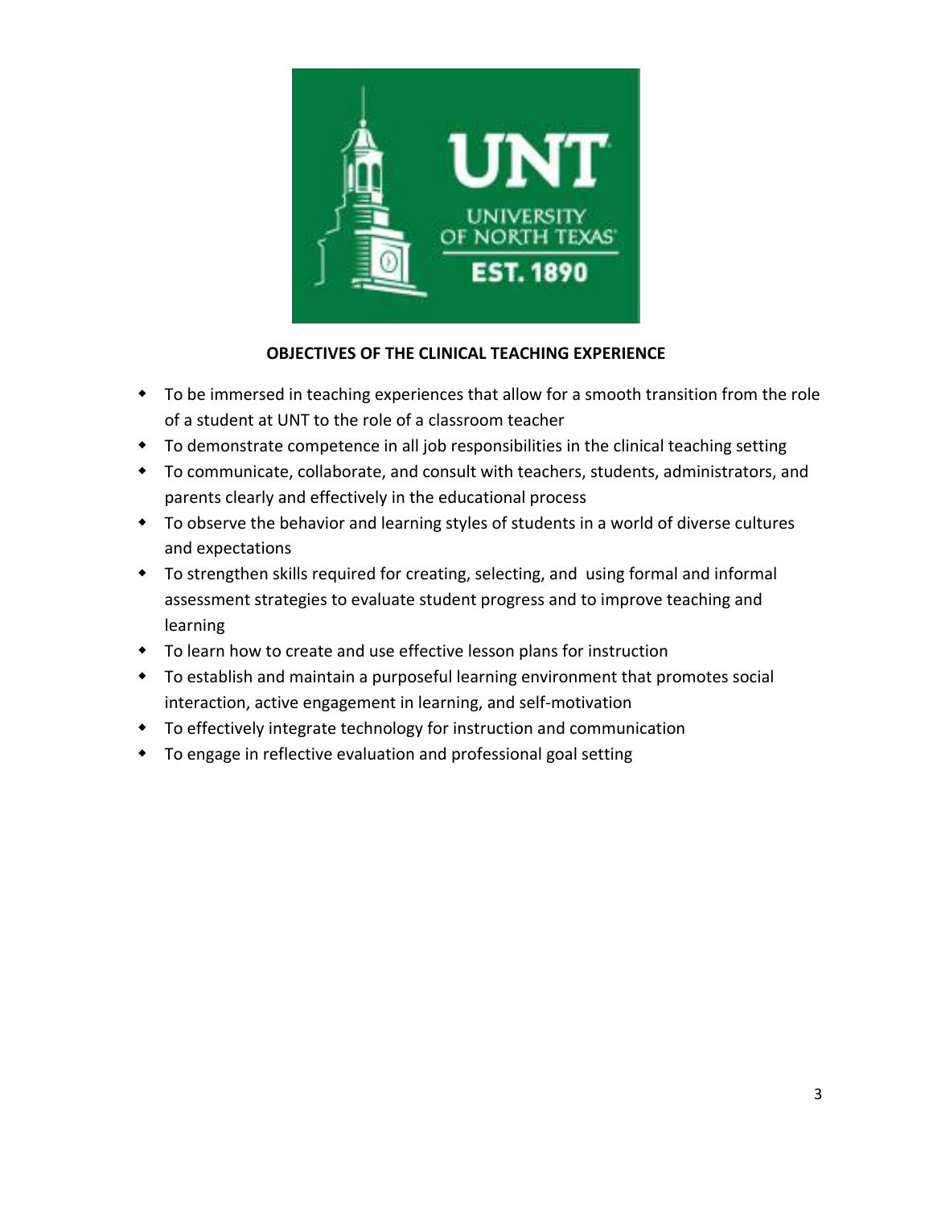## OBJECTIVES OF THE CLINICAL TEACHING EXPERIENCE

- To be immersed in teaching experiences that allow for a smooth transition from the role of a student at UNT to the role of a classroom teacher
- To demonstrate competence in all job responsibilities in the clinical teaching setting
- To communicate, collaborate, and consult with teachers, students, administrators, and parents clearly and effectively in the educational process
- To observe the behavior and learning styles of students in a world of diverse cultures and expectations
- To strengthen skills required for creating, selecting, and using formal and informal assessment strategies to evaluate student progress and to improve teaching and learning
- To learn how to create and use effective lesson plans for instruction
- To establish and maintain a purposeful learning environment that promotes social interaction, active engagement in learning, and self-motivation
- To effectively integrate technology for instruction and communication
- To engage in reflective evaluation and professional goal setting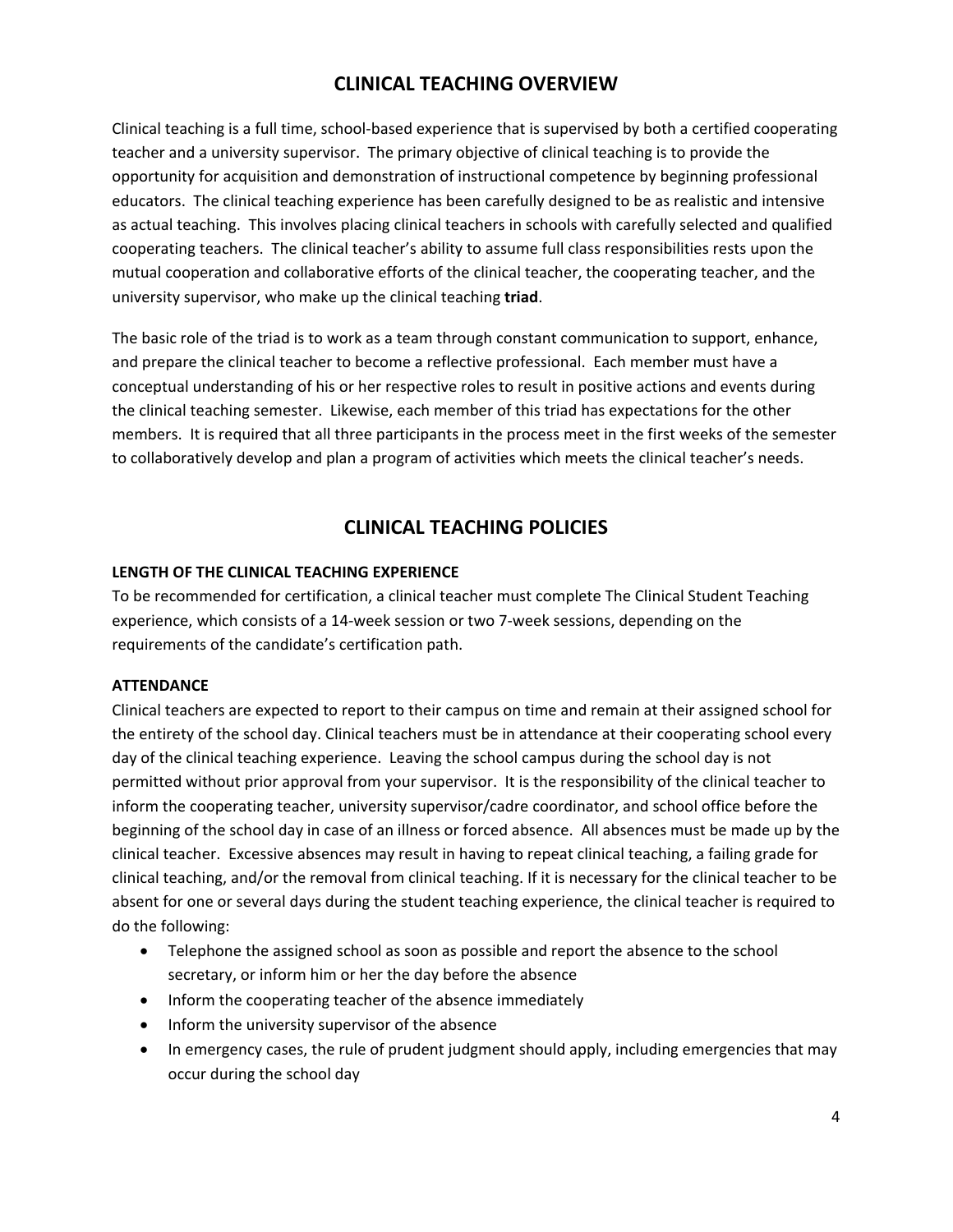## CLINICAL TEACHING OVERVIEW

Clinical teaching is a full time, school-based experience that is supervised by both a certified cooperating teacher and a university supervisor. The primary objective of clinical teaching is to provide the opportunity for acquisition and demonstration of instructional competence by beginning professional educators. The clinical teaching experience has been carefully designed to be as realistic and intensive as actual teaching. This involves placing clinical teachers in schools with carefully selected and qualified cooperating teachers. The clinical teacher's ability to assume full class responsibilities rests upon the mutual cooperation and collaborative efforts of the clinical teacher, the cooperating teacher, and the university supervisor, who make up the clinical teaching **triad**.

The basic role of the triad is to work as a team through constant communication to support, enhance, and prepare the clinical teacher to become a reflective professional. Each member must have a conceptual understanding of his or her respective roles to result in positive actions and events during the clinical teaching semester. Likewise, each member of this triad has expectations for the other members. It is required that all three participants in the process meet in the first weeks of the semester to collaboratively develop and plan a program of activities which meets the clinical teacher's needs.

## CLINICAL TEACHING POLICIES

**LENGTH OF THE CLINICAL TEACHING EXPERIENCE**

To be recommended for certification, a clinical teacher must complete The Clinical Student Teaching experience, which consists of a 14-week session or two 7-week sessions, depending on the requirements of the candidate's certification path.

**ATTENDANCE**

Clinical teachers are expected to report to their campus on time and remain at their assigned school for the entirety of the school day. Clinical teachers must be in attendance at their cooperating school every day of the clinical teaching experience. Leaving the school campus during the school day is not permitted without prior approval from your supervisor. It is the responsibility of the clinical teacher to inform the cooperating teacher, university supervisor/cadre coordinator, and school office before the beginning of the school day in case of an illness or forced absence. All absences must be made up by the clinical teacher. Excessive absences may result in having to repeat clinical teaching, a failing grade for clinical teaching, and/or the removal from clinical teaching. If it is necessary for the clinical teacher to be absent for one or several days during the student teaching experience, the clinical teacher is required to do the following:

- Telephone the assigned school as soon as possible and report the absence to the school secretary, or inform him or her the day before the absence
- Inform the cooperating teacher of the absence immediately
- Inform the university supervisor of the absence
- In emergency cases, the rule of prudent judgment should apply, including emergencies that may occur during the school day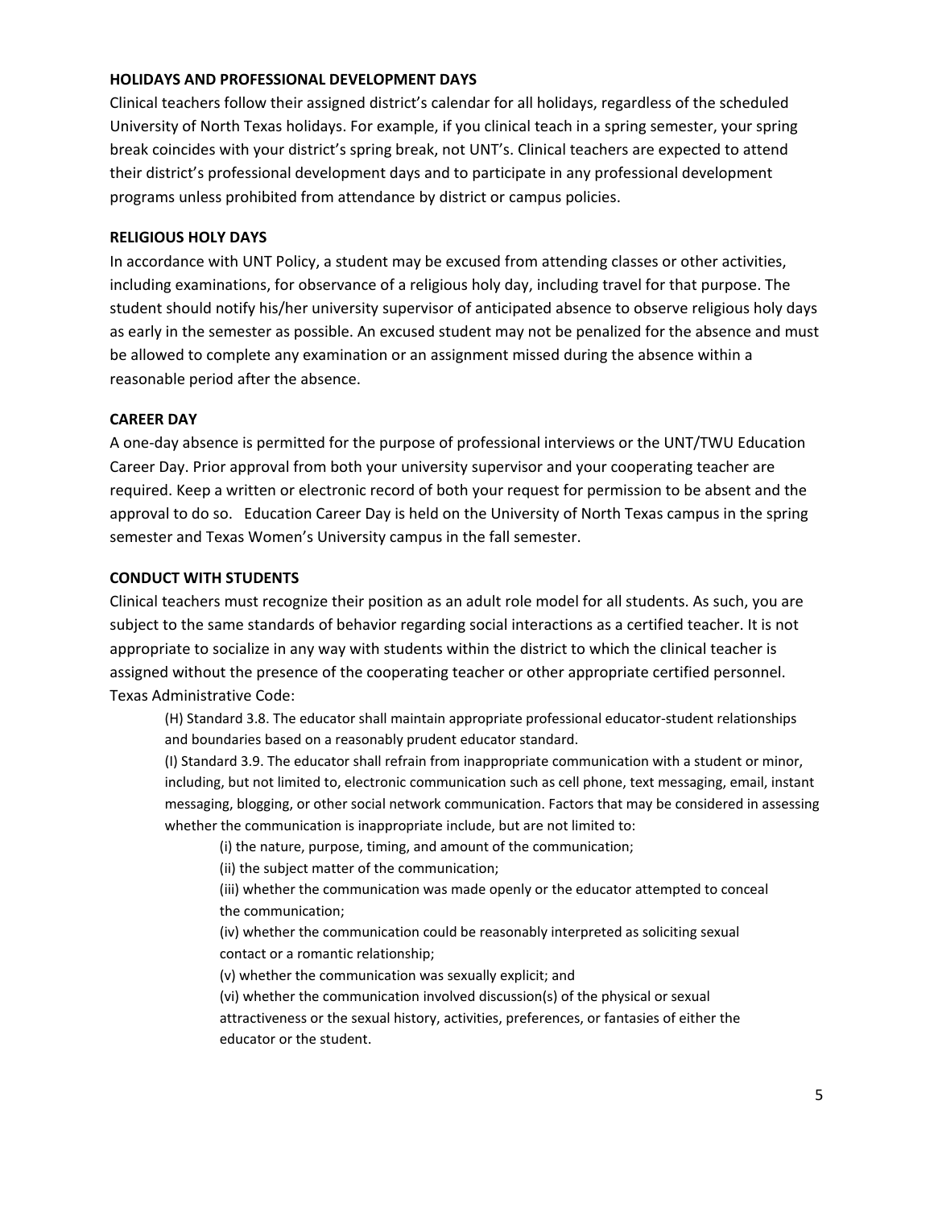### HOLIDAYS AND PROFESSIONAL DEVELOPMENT DAYS

Clinical teachers follow their assigned district's calendar for all holidays, regardless of the scheduled University of North Texas holidays. For example, if you clinical teach in a spring semester, your spring break coincides with your district's spring break, not UNT's. Clinical teachers are expected to attend their district's professional development days and to participate in any professional development programs unless prohibited from attendance by district or campus policies.

### RELIGIOUS HOLY DAYS

In accordance with UNT Policy, a student may be excused from attending classes or other activities, including examinations, for observance of a religious holy day, including travel for that purpose. The student should notify his/her university supervisor of anticipated absence to observe religious holy days as early in the semester as possible. An excused student may not be penalized for the absence and must be allowed to complete any examination or an assignment missed during the absence within a reasonable period after the absence.

### CAREER DAY

A one-day absence is permitted for the purpose of professional interviews or the UNT/TWU Education Career Day. Prior approval from both your university supervisor and your cooperating teacher are required. Keep a written or electronic record of both your request for permission to be absent and the approval to do so. Education Career Day is held on the University of North Texas campus in the spring semester and Texas Women's University campus in the fall semester.

### CONDUCT WITH STUDENTS

Clinical teachers must recognize their position as an adult role model for all students. As such, you are subject to the same standards of behavior regarding social interactions as a certified teacher. It is not appropriate to socialize in any way with students within the district to which the clinical teacher is assigned without the presence of the cooperating teacher or other appropriate certified personnel.
Texas Administrative Code:

> (H) Standard 3.8. The educator shall maintain appropriate professional educator-student relationships and boundaries based on a reasonably prudent educator standard.
>
> (I) Standard 3.9. The educator shall refrain from inappropriate communication with a student or minor, including, but not limited to, electronic communication such as cell phone, text messaging, email, instant messaging, blogging, or other social network communication. Factors that may be considered in assessing whether the communication is inappropriate include, but are not limited to:
>
> (i) the nature, purpose, timing, and amount of the communication;
> (ii) the subject matter of the communication;
> (iii) whether the communication was made openly or the educator attempted to conceal the communication;
> (iv) whether the communication could be reasonably interpreted as soliciting sexual contact or a romantic relationship;
> (v) whether the communication was sexually explicit; and
> (vi) whether the communication involved discussion(s) of the physical or sexual attractiveness or the sexual history, activities, preferences, or fantasies of either the educator or the student.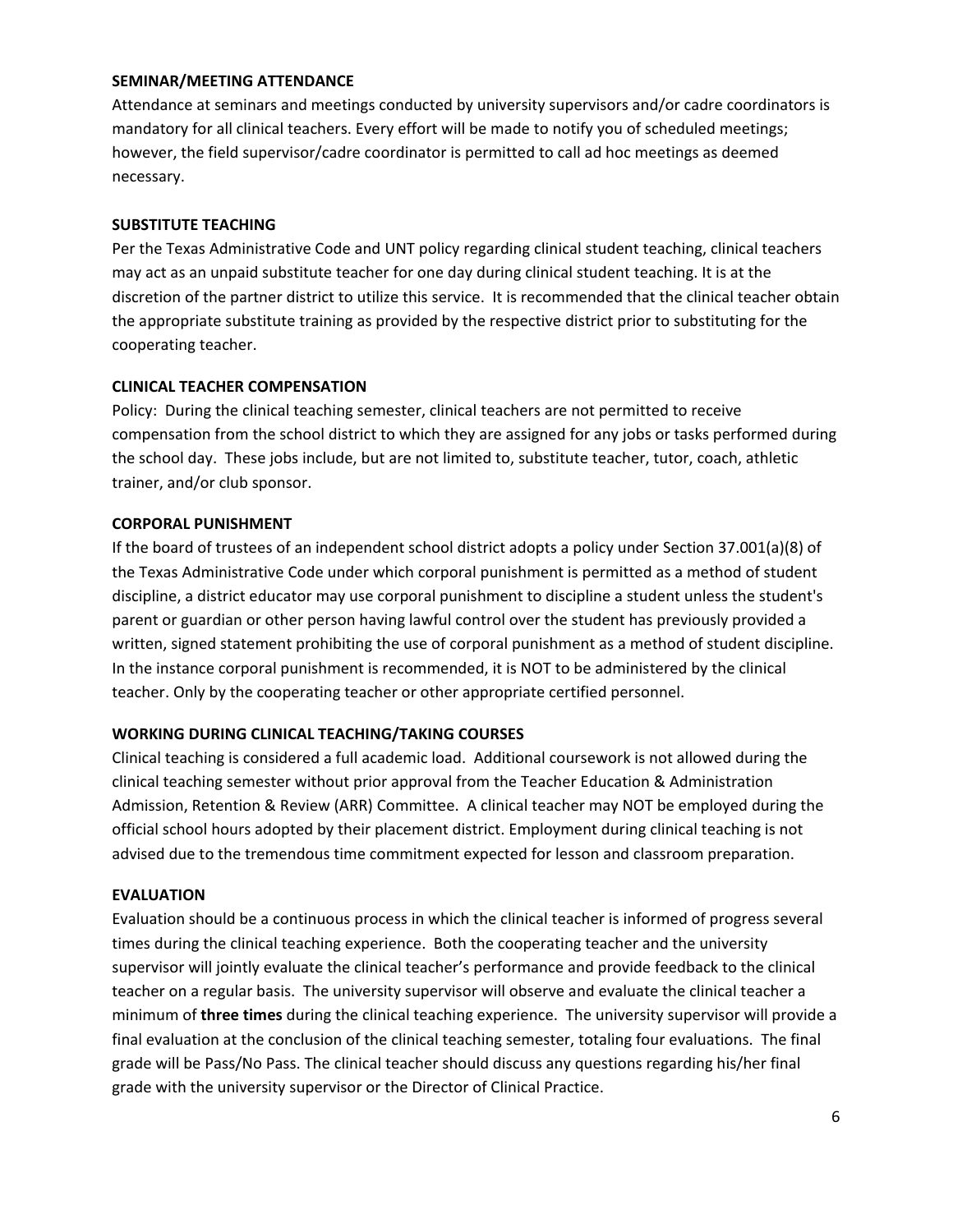### SEMINAR/MEETING ATTENDANCE

Attendance at seminars and meetings conducted by university supervisors and/or cadre coordinators is mandatory for all clinical teachers. Every effort will be made to notify you of scheduled meetings; however, the field supervisor/cadre coordinator is permitted to call ad hoc meetings as deemed necessary.

### SUBSTITUTE TEACHING

Per the Texas Administrative Code and UNT policy regarding clinical student teaching, clinical teachers may act as an unpaid substitute teacher for one day during clinical student teaching. It is at the discretion of the partner district to utilize this service. It is recommended that the clinical teacher obtain the appropriate substitute training as provided by the respective district prior to substituting for the cooperating teacher.

### CLINICAL TEACHER COMPENSATION

Policy: During the clinical teaching semester, clinical teachers are not permitted to receive compensation from the school district to which they are assigned for any jobs or tasks performed during the school day. These jobs include, but are not limited to, substitute teacher, tutor, coach, athletic trainer, and/or club sponsor.

### CORPORAL PUNISHMENT

If the board of trustees of an independent school district adopts a policy under Section 37.001(a)(8) of the Texas Administrative Code under which corporal punishment is permitted as a method of student discipline, a district educator may use corporal punishment to discipline a student unless the student's parent or guardian or other person having lawful control over the student has previously provided a written, signed statement prohibiting the use of corporal punishment as a method of student discipline. In the instance corporal punishment is recommended, it is NOT to be administered by the clinical teacher. Only by the cooperating teacher or other appropriate certified personnel.

### WORKING DURING CLINICAL TEACHING/TAKING COURSES

Clinical teaching is considered a full academic load. Additional coursework is not allowed during the clinical teaching semester without prior approval from the Teacher Education & Administration Admission, Retention & Review (ARR) Committee. A clinical teacher may NOT be employed during the official school hours adopted by their placement district. Employment during clinical teaching is not advised due to the tremendous time commitment expected for lesson and classroom preparation.

### EVALUATION

Evaluation should be a continuous process in which the clinical teacher is informed of progress several times during the clinical teaching experience. Both the cooperating teacher and the university supervisor will jointly evaluate the clinical teacher's performance and provide feedback to the clinical teacher on a regular basis. The university supervisor will observe and evaluate the clinical teacher a minimum of **three times** during the clinical teaching experience. The university supervisor will provide a final evaluation at the conclusion of the clinical teaching semester, totaling four evaluations. The final grade will be Pass/No Pass. The clinical teacher should discuss any questions regarding his/her final grade with the university supervisor or the Director of Clinical Practice.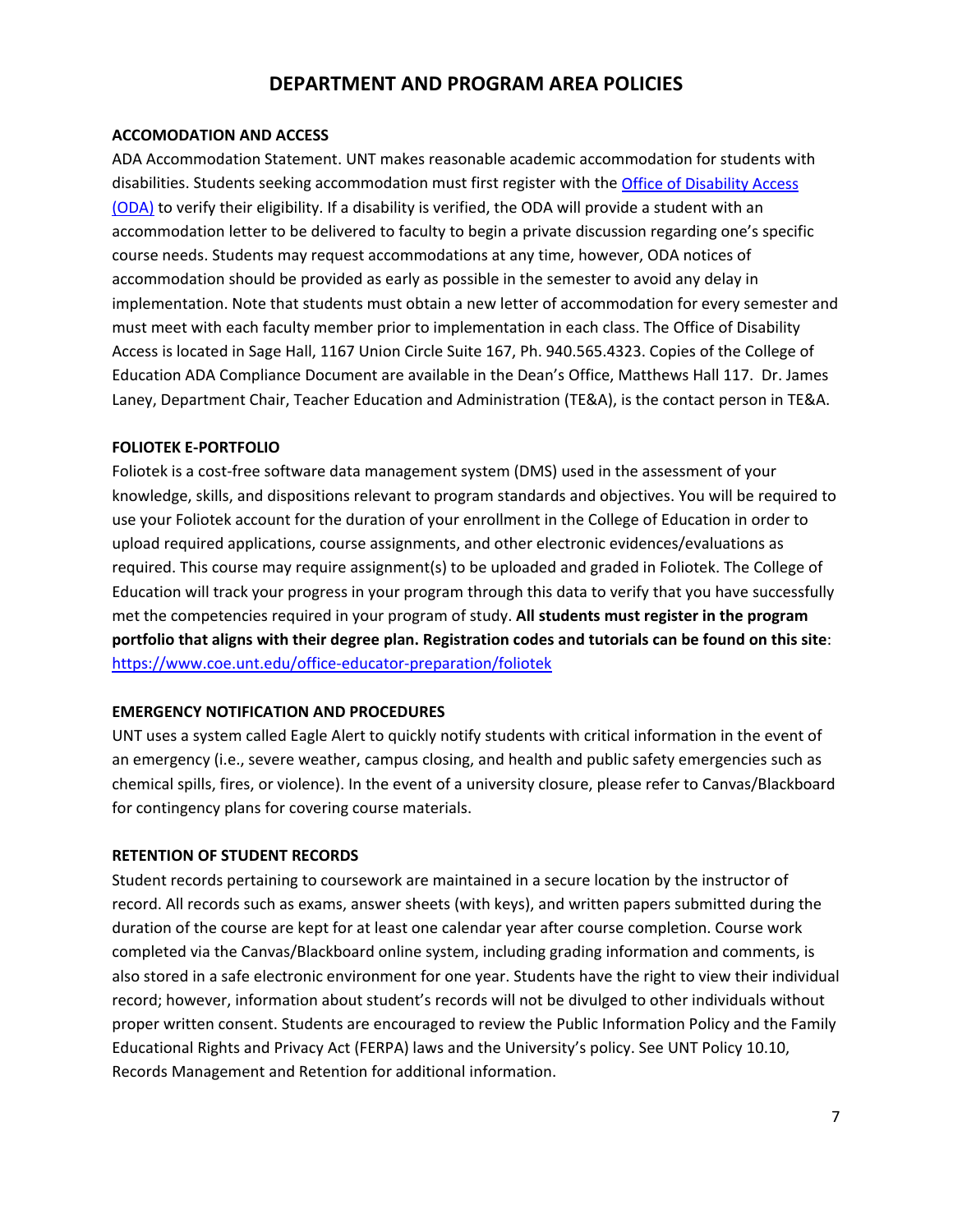# DEPARTMENT AND PROGRAM AREA POLICIES

### ACCOMODATION AND ACCESS

ADA Accommodation Statement. UNT makes reasonable academic accommodation for students with disabilities. Students seeking accommodation must first register with the [Office of Disability Access (ODA)]() to verify their eligibility. If a disability is verified, the ODA will provide a student with an accommodation letter to be delivered to faculty to begin a private discussion regarding one's specific course needs. Students may request accommodations at any time, however, ODA notices of accommodation should be provided as early as possible in the semester to avoid any delay in implementation. Note that students must obtain a new letter of accommodation for every semester and must meet with each faculty member prior to implementation in each class. The Office of Disability Access is located in Sage Hall, 1167 Union Circle Suite 167, Ph. 940.565.4323. Copies of the College of Education ADA Compliance Document are available in the Dean's Office, Matthews Hall 117. Dr. James Laney, Department Chair, Teacher Education and Administration (TE&A), is the contact person in TE&A.

### FOLIOTEK E-PORTFOLIO

Foliotek is a cost-free software data management system (DMS) used in the assessment of your knowledge, skills, and dispositions relevant to program standards and objectives. You will be required to use your Foliotek account for the duration of your enrollment in the College of Education in order to upload required applications, course assignments, and other electronic evidences/evaluations as required. This course may require assignment(s) to be uploaded and graded in Foliotek. The College of Education will track your progress in your program through this data to verify that you have successfully met the competencies required in your program of study. **All students must register in the program portfolio that aligns with their degree plan. Registration codes and tutorials can be found on this site**: https://www.coe.unt.edu/office-educator-preparation/foliotek

### EMERGENCY NOTIFICATION AND PROCEDURES

UNT uses a system called Eagle Alert to quickly notify students with critical information in the event of an emergency (i.e., severe weather, campus closing, and health and public safety emergencies such as chemical spills, fires, or violence). In the event of a university closure, please refer to Canvas/Blackboard for contingency plans for covering course materials.

### RETENTION OF STUDENT RECORDS

Student records pertaining to coursework are maintained in a secure location by the instructor of record. All records such as exams, answer sheets (with keys), and written papers submitted during the duration of the course are kept for at least one calendar year after course completion. Course work completed via the Canvas/Blackboard online system, including grading information and comments, is also stored in a safe electronic environment for one year. Students have the right to view their individual record; however, information about student's records will not be divulged to other individuals without proper written consent. Students are encouraged to review the Public Information Policy and the Family Educational Rights and Privacy Act (FERPA) laws and the University's policy. See UNT Policy 10.10, Records Management and Retention for additional information.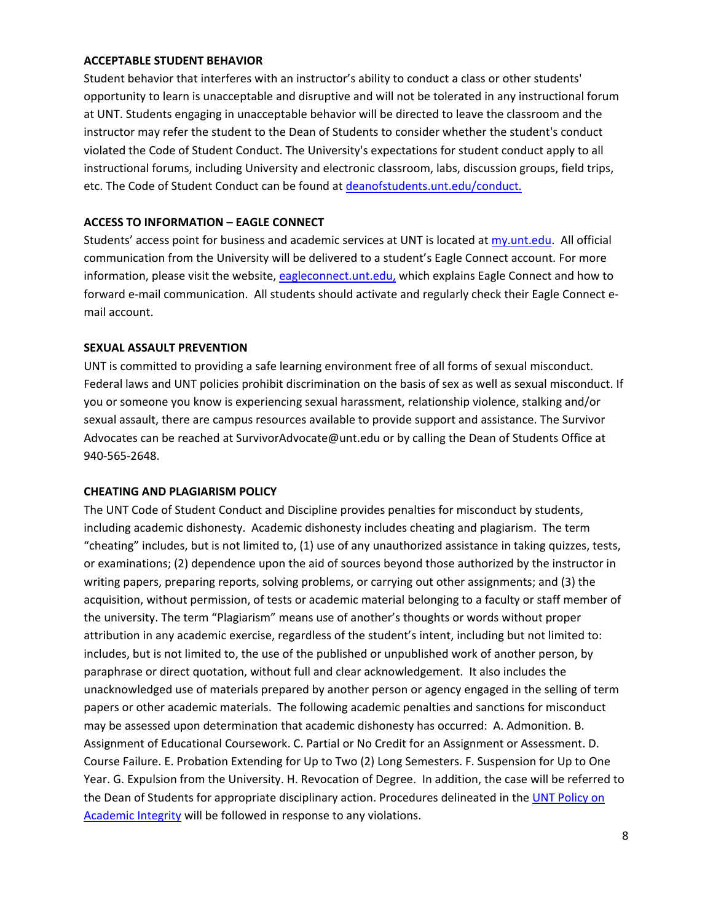**ACCEPTABLE STUDENT BEHAVIOR**

Student behavior that interferes with an instructor's ability to conduct a class or other students' opportunity to learn is unacceptable and disruptive and will not be tolerated in any instructional forum at UNT. Students engaging in unacceptable behavior will be directed to leave the classroom and the instructor may refer the student to the Dean of Students to consider whether the student's conduct violated the Code of Student Conduct. The University's expectations for student conduct apply to all instructional forums, including University and electronic classroom, labs, discussion groups, field trips, etc. The Code of Student Conduct can be found at [deanofstudents.unt.edu/conduct.](deanofstudents.unt.edu/conduct)

**ACCESS TO INFORMATION – EAGLE CONNECT**

Students' access point for business and academic services at UNT is located at [my.unt.edu](my.unt.edu). All official communication from the University will be delivered to a student's Eagle Connect account. For more information, please visit the website, [eagleconnect.unt.edu,](eagleconnect.unt.edu) which explains Eagle Connect and how to forward e-mail communication. All students should activate and regularly check their Eagle Connect e-mail account.

**SEXUAL ASSAULT PREVENTION**

UNT is committed to providing a safe learning environment free of all forms of sexual misconduct. Federal laws and UNT policies prohibit discrimination on the basis of sex as well as sexual misconduct. If you or someone you know is experiencing sexual harassment, relationship violence, stalking and/or sexual assault, there are campus resources available to provide support and assistance. The Survivor Advocates can be reached at SurvivorAdvocate@unt.edu or by calling the Dean of Students Office at 940-565-2648.

**CHEATING AND PLAGIARISM POLICY**

The UNT Code of Student Conduct and Discipline provides penalties for misconduct by students, including academic dishonesty. Academic dishonesty includes cheating and plagiarism. The term "cheating" includes, but is not limited to, (1) use of any unauthorized assistance in taking quizzes, tests, or examinations; (2) dependence upon the aid of sources beyond those authorized by the instructor in writing papers, preparing reports, solving problems, or carrying out other assignments; and (3) the acquisition, without permission, of tests or academic material belonging to a faculty or staff member of the university. The term "Plagiarism" means use of another's thoughts or words without proper attribution in any academic exercise, regardless of the student's intent, including but not limited to: includes, but is not limited to, the use of the published or unpublished work of another person, by paraphrase or direct quotation, without full and clear acknowledgement. It also includes the unacknowledged use of materials prepared by another person or agency engaged in the selling of term papers or other academic materials. The following academic penalties and sanctions for misconduct may be assessed upon determination that academic dishonesty has occurred: A. Admonition. B. Assignment of Educational Coursework. C. Partial or No Credit for an Assignment or Assessment. D. Course Failure. E. Probation Extending for Up to Two (2) Long Semesters. F. Suspension for Up to One Year. G. Expulsion from the University. H. Revocation of Degree. In addition, the case will be referred to the Dean of Students for appropriate disciplinary action. Procedures delineated in the UNT Policy on Academic Integrity will be followed in response to any violations.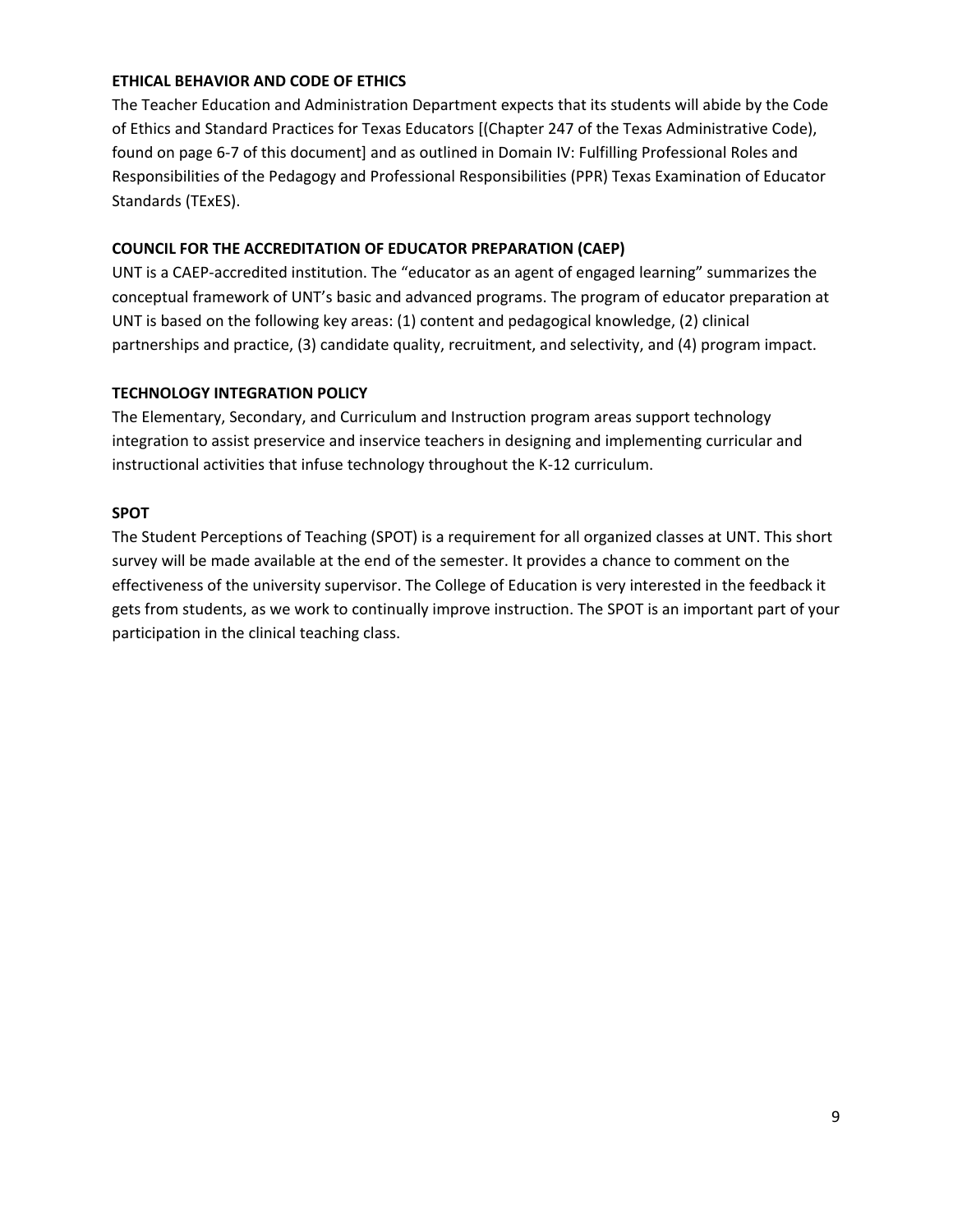**ETHICAL BEHAVIOR AND CODE OF ETHICS**

The Teacher Education and Administration Department expects that its students will abide by the Code of Ethics and Standard Practices for Texas Educators [(Chapter 247 of the Texas Administrative Code), found on page 6-7 of this document] and as outlined in Domain IV: Fulfilling Professional Roles and Responsibilities of the Pedagogy and Professional Responsibilities (PPR) Texas Examination of Educator Standards (TExES).

**COUNCIL FOR THE ACCREDITATION OF EDUCATOR PREPARATION (CAEP)**

UNT is a CAEP-accredited institution. The "educator as an agent of engaged learning" summarizes the conceptual framework of UNT's basic and advanced programs. The program of educator preparation at UNT is based on the following key areas: (1) content and pedagogical knowledge, (2) clinical partnerships and practice, (3) candidate quality, recruitment, and selectivity, and (4) program impact.

**TECHNOLOGY INTEGRATION POLICY**

The Elementary, Secondary, and Curriculum and Instruction program areas support technology integration to assist preservice and inservice teachers in designing and implementing curricular and instructional activities that infuse technology throughout the K-12 curriculum.

**SPOT**

The Student Perceptions of Teaching (SPOT) is a requirement for all organized classes at UNT. This short survey will be made available at the end of the semester. It provides a chance to comment on the effectiveness of the university supervisor. The College of Education is very interested in the feedback it gets from students, as we work to continually improve instruction. The SPOT is an important part of your participation in the clinical teaching class.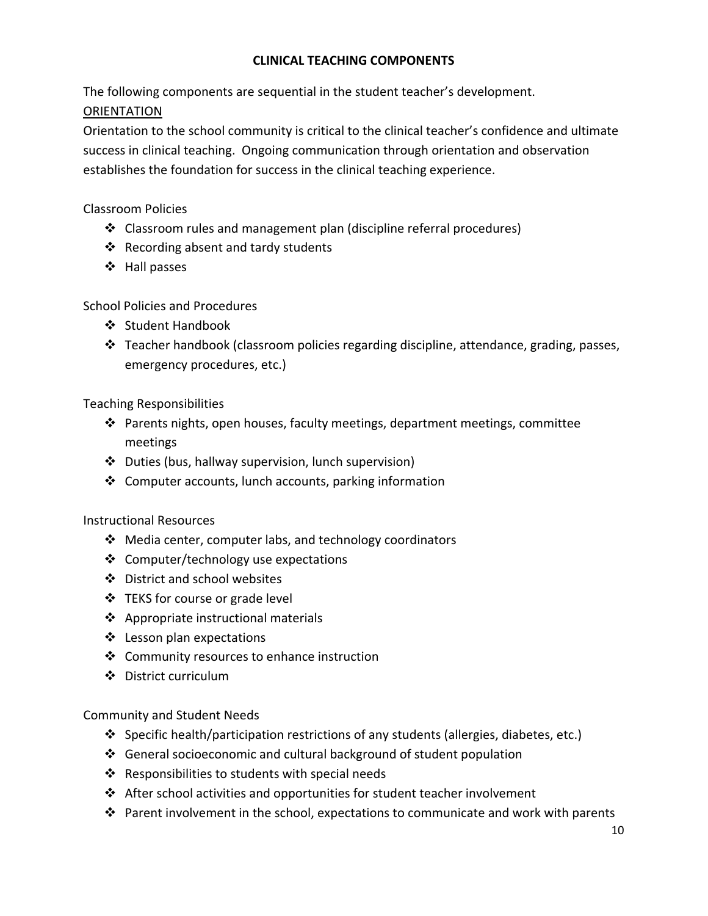## CLINICAL TEACHING COMPONENTS

The following components are sequential in the student teacher's development.

<u>ORIENTATION</u>

Orientation to the school community is critical to the clinical teacher's confidence and ultimate success in clinical teaching. Ongoing communication through orientation and observation establishes the foundation for success in the clinical teaching experience.

Classroom Policies

- Classroom rules and management plan (discipline referral procedures)
- Recording absent and tardy students
- Hall passes

School Policies and Procedures

- Student Handbook
- Teacher handbook (classroom policies regarding discipline, attendance, grading, passes, emergency procedures, etc.)

Teaching Responsibilities

- Parents nights, open houses, faculty meetings, department meetings, committee meetings
- Duties (bus, hallway supervision, lunch supervision)
- Computer accounts, lunch accounts, parking information

Instructional Resources

- Media center, computer labs, and technology coordinators
- Computer/technology use expectations
- District and school websites
- TEKS for course or grade level
- Appropriate instructional materials
- Lesson plan expectations
- Community resources to enhance instruction
- District curriculum

Community and Student Needs

- Specific health/participation restrictions of any students (allergies, diabetes, etc.)
- General socioeconomic and cultural background of student population
- Responsibilities to students with special needs
- After school activities and opportunities for student teacher involvement
- Parent involvement in the school, expectations to communicate and work with parents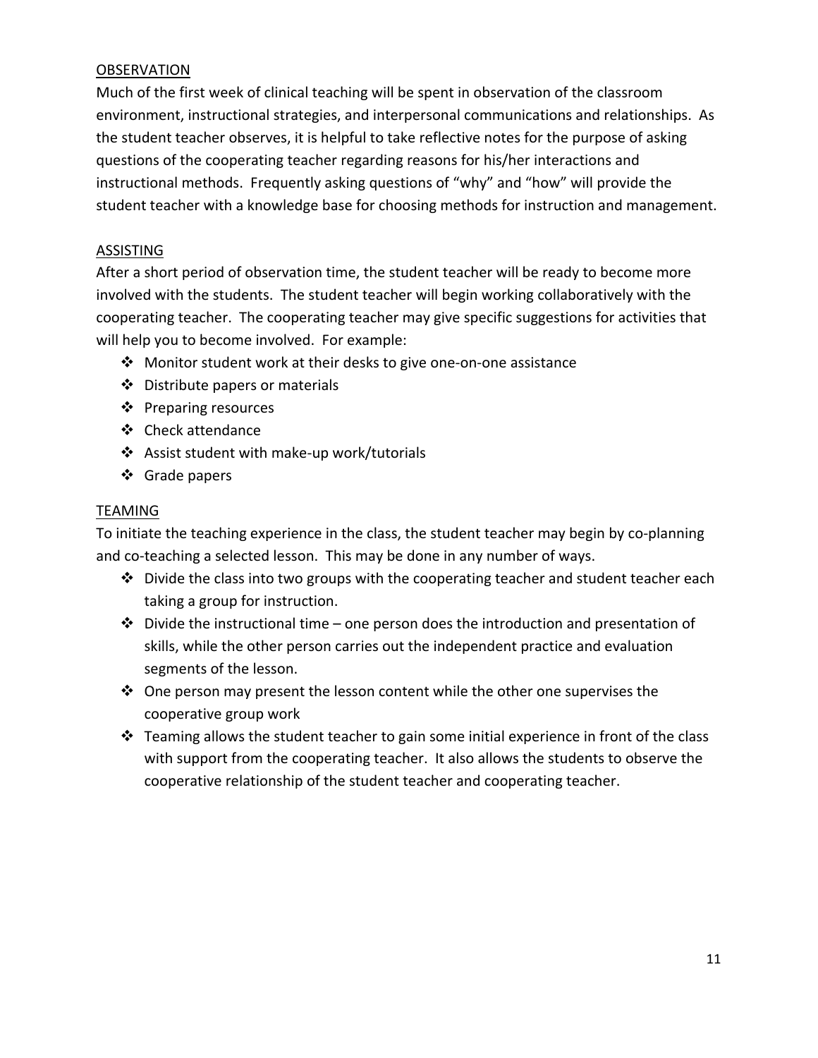## OBSERVATION

Much of the first week of clinical teaching will be spent in observation of the classroom environment, instructional strategies, and interpersonal communications and relationships. As the student teacher observes, it is helpful to take reflective notes for the purpose of asking questions of the cooperating teacher regarding reasons for his/her interactions and instructional methods. Frequently asking questions of "why" and "how" will provide the student teacher with a knowledge base for choosing methods for instruction and management.

## ASSISTING

After a short period of observation time, the student teacher will be ready to become more involved with the students. The student teacher will begin working collaboratively with the cooperating teacher. The cooperating teacher may give specific suggestions for activities that will help you to become involved. For example:

- Monitor student work at their desks to give one-on-one assistance
- Distribute papers or materials
- Preparing resources
- Check attendance
- Assist student with make-up work/tutorials
- Grade papers

## TEAMING

To initiate the teaching experience in the class, the student teacher may begin by co-planning and co-teaching a selected lesson. This may be done in any number of ways.

- Divide the class into two groups with the cooperating teacher and student teacher each taking a group for instruction.
- Divide the instructional time – one person does the introduction and presentation of skills, while the other person carries out the independent practice and evaluation segments of the lesson.
- One person may present the lesson content while the other one supervises the cooperative group work
- Teaming allows the student teacher to gain some initial experience in front of the class with support from the cooperating teacher. It also allows the students to observe the cooperative relationship of the student teacher and cooperating teacher.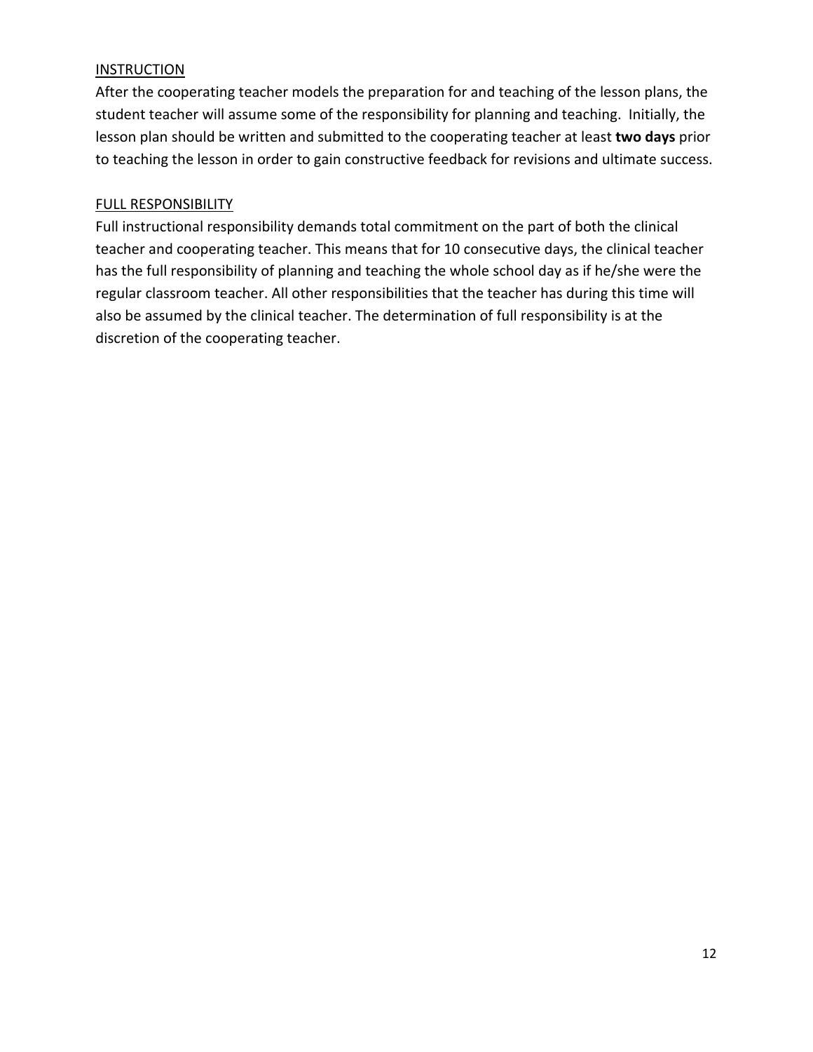<u>INSTRUCTION</u>

After the cooperating teacher models the preparation for and teaching of the lesson plans, the student teacher will assume some of the responsibility for planning and teaching. Initially, the lesson plan should be written and submitted to the cooperating teacher at least **two days** prior to teaching the lesson in order to gain constructive feedback for revisions and ultimate success.

<u>FULL RESPONSIBILITY</u>

Full instructional responsibility demands total commitment on the part of both the clinical teacher and cooperating teacher. This means that for 10 consecutive days, the clinical teacher has the full responsibility of planning and teaching the whole school day as if he/she were the regular classroom teacher. All other responsibilities that the teacher has during this time will also be assumed by the clinical teacher. The determination of full responsibility is at the discretion of the cooperating teacher.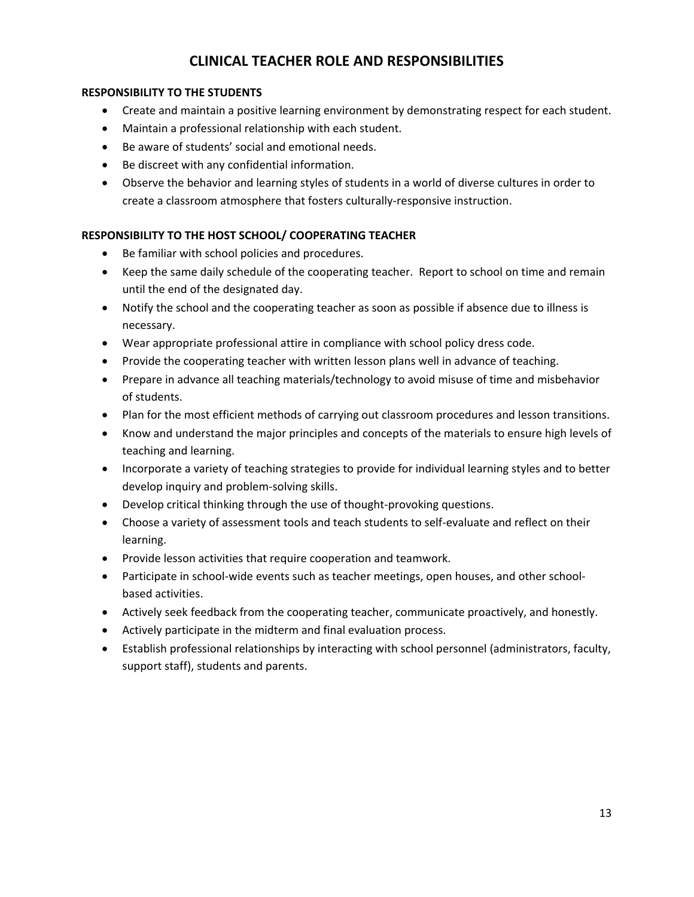# CLINICAL TEACHER ROLE AND RESPONSIBILITIES

**RESPONSIBILITY TO THE STUDENTS**

- Create and maintain a positive learning environment by demonstrating respect for each student.
- Maintain a professional relationship with each student.
- Be aware of students' social and emotional needs.
- Be discreet with any confidential information.
- Observe the behavior and learning styles of students in a world of diverse cultures in order to create a classroom atmosphere that fosters culturally-responsive instruction.

**RESPONSIBILITY TO THE HOST SCHOOL/ COOPERATING TEACHER**

- Be familiar with school policies and procedures.
- Keep the same daily schedule of the cooperating teacher. Report to school on time and remain until the end of the designated day.
- Notify the school and the cooperating teacher as soon as possible if absence due to illness is necessary.
- Wear appropriate professional attire in compliance with school policy dress code.
- Provide the cooperating teacher with written lesson plans well in advance of teaching.
- Prepare in advance all teaching materials/technology to avoid misuse of time and misbehavior of students.
- Plan for the most efficient methods of carrying out classroom procedures and lesson transitions.
- Know and understand the major principles and concepts of the materials to ensure high levels of teaching and learning.
- Incorporate a variety of teaching strategies to provide for individual learning styles and to better develop inquiry and problem-solving skills.
- Develop critical thinking through the use of thought-provoking questions.
- Choose a variety of assessment tools and teach students to self-evaluate and reflect on their learning.
- Provide lesson activities that require cooperation and teamwork.
- Participate in school-wide events such as teacher meetings, open houses, and other school-based activities.
- Actively seek feedback from the cooperating teacher, communicate proactively, and honestly.
- Actively participate in the midterm and final evaluation process.
- Establish professional relationships by interacting with school personnel (administrators, faculty, support staff), students and parents.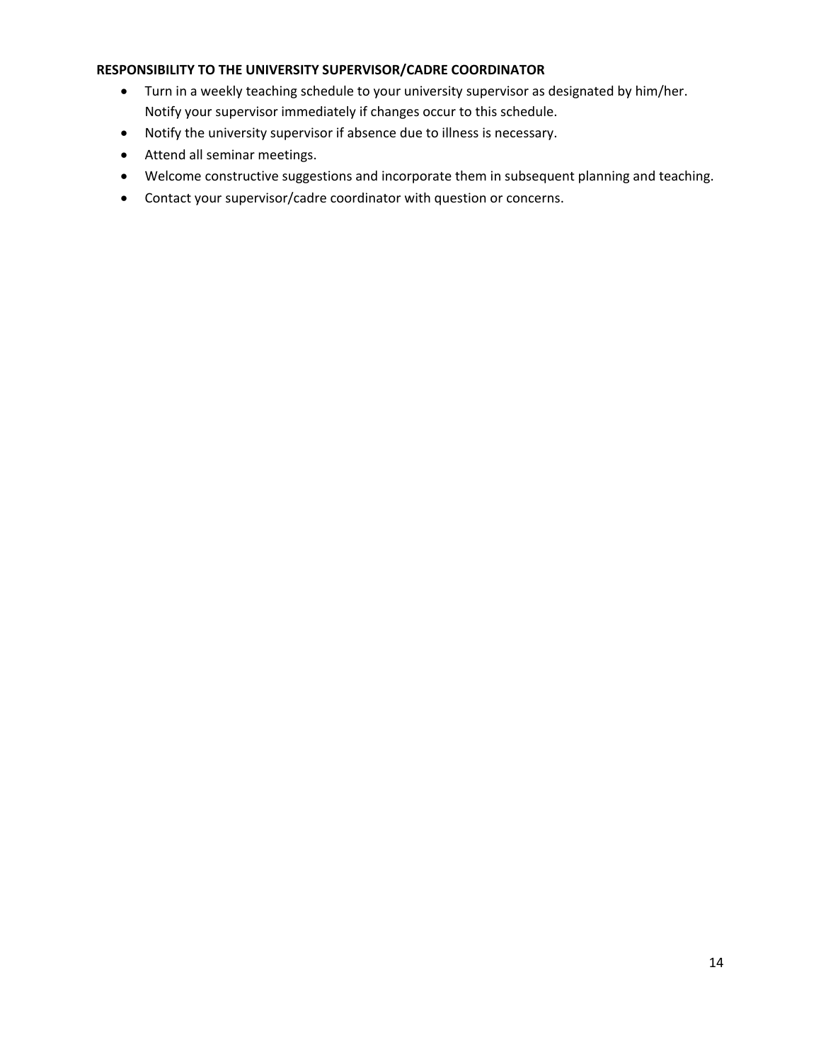**RESPONSIBILITY TO THE UNIVERSITY SUPERVISOR/CADRE COORDINATOR**

- Turn in a weekly teaching schedule to your university supervisor as designated by him/her. Notify your supervisor immediately if changes occur to this schedule.
- Notify the university supervisor if absence due to illness is necessary.
- Attend all seminar meetings.
- Welcome constructive suggestions and incorporate them in subsequent planning and teaching.
- Contact your supervisor/cadre coordinator with question or concerns.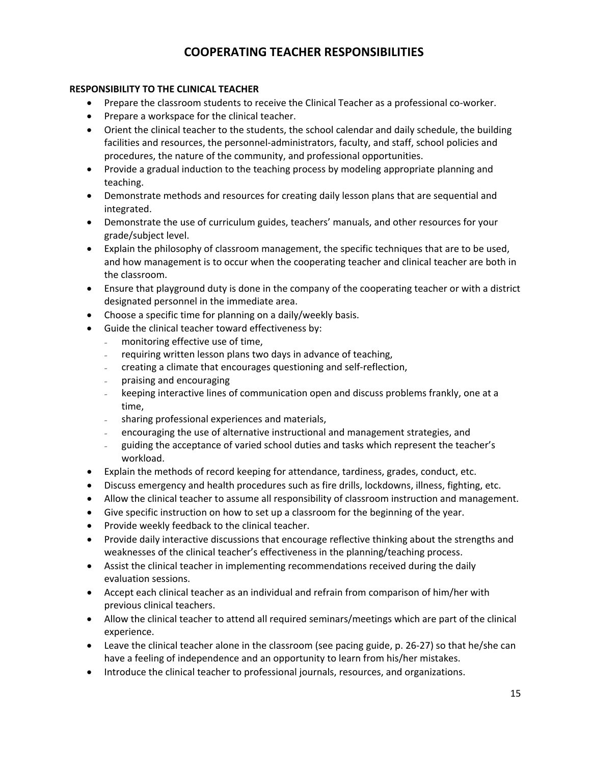# COOPERATING TEACHER RESPONSIBILITIES

**RESPONSIBILITY TO THE CLINICAL TEACHER**

- Prepare the classroom students to receive the Clinical Teacher as a professional co-worker.
- Prepare a workspace for the clinical teacher.
- Orient the clinical teacher to the students, the school calendar and daily schedule, the building facilities and resources, the personnel-administrators, faculty, and staff, school policies and procedures, the nature of the community, and professional opportunities.
- Provide a gradual induction to the teaching process by modeling appropriate planning and teaching.
- Demonstrate methods and resources for creating daily lesson plans that are sequential and integrated.
- Demonstrate the use of curriculum guides, teachers' manuals, and other resources for your grade/subject level.
- Explain the philosophy of classroom management, the specific techniques that are to be used, and how management is to occur when the cooperating teacher and clinical teacher are both in the classroom.
- Ensure that playground duty is done in the company of the cooperating teacher or with a district designated personnel in the immediate area.
- Choose a specific time for planning on a daily/weekly basis.
- Guide the clinical teacher toward effectiveness by:
  - monitoring effective use of time,
  - requiring written lesson plans two days in advance of teaching,
  - creating a climate that encourages questioning and self-reflection,
  - praising and encouraging
  - keeping interactive lines of communication open and discuss problems frankly, one at a time,
  - sharing professional experiences and materials,
  - encouraging the use of alternative instructional and management strategies, and
  - guiding the acceptance of varied school duties and tasks which represent the teacher's workload.
- Explain the methods of record keeping for attendance, tardiness, grades, conduct, etc.
- Discuss emergency and health procedures such as fire drills, lockdowns, illness, fighting, etc.
- Allow the clinical teacher to assume all responsibility of classroom instruction and management.
- Give specific instruction on how to set up a classroom for the beginning of the year.
- Provide weekly feedback to the clinical teacher.
- Provide daily interactive discussions that encourage reflective thinking about the strengths and weaknesses of the clinical teacher's effectiveness in the planning/teaching process.
- Assist the clinical teacher in implementing recommendations received during the daily evaluation sessions.
- Accept each clinical teacher as an individual and refrain from comparison of him/her with previous clinical teachers.
- Allow the clinical teacher to attend all required seminars/meetings which are part of the clinical experience.
- Leave the clinical teacher alone in the classroom (see pacing guide, p. 26-27) so that he/she can have a feeling of independence and an opportunity to learn from his/her mistakes.
- Introduce the clinical teacher to professional journals, resources, and organizations.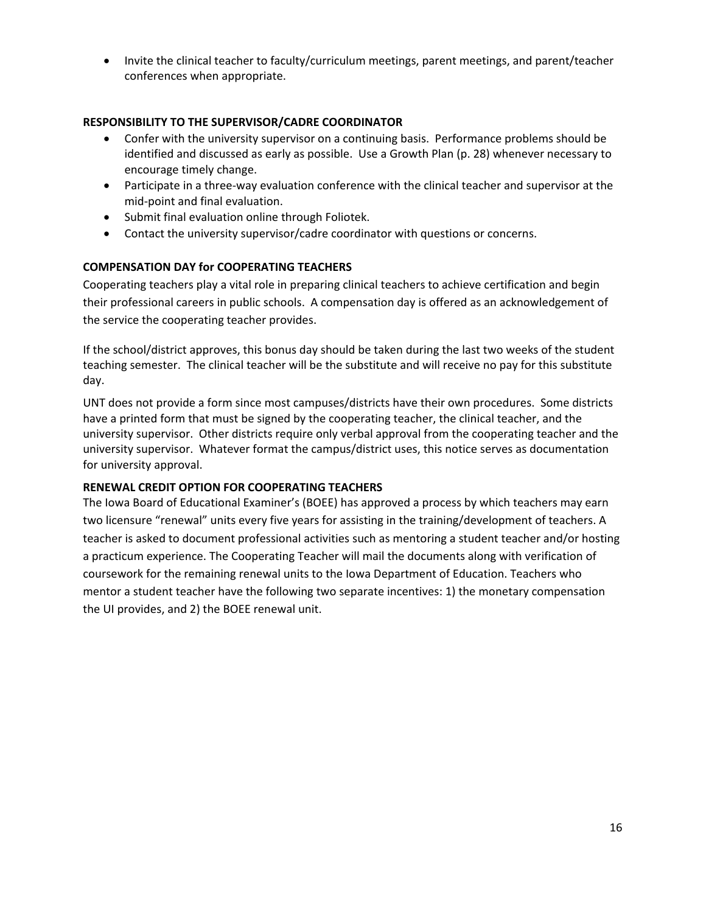- Invite the clinical teacher to faculty/curriculum meetings, parent meetings, and parent/teacher conferences when appropriate.

**RESPONSIBILITY TO THE SUPERVISOR/CADRE COORDINATOR**

- Confer with the university supervisor on a continuing basis. Performance problems should be identified and discussed as early as possible. Use a Growth Plan (p. 28) whenever necessary to encourage timely change.
- Participate in a three-way evaluation conference with the clinical teacher and supervisor at the mid-point and final evaluation.
- Submit final evaluation online through Foliotek.
- Contact the university supervisor/cadre coordinator with questions or concerns.

**COMPENSATION DAY for COOPERATING TEACHERS**

Cooperating teachers play a vital role in preparing clinical teachers to achieve certification and begin their professional careers in public schools. A compensation day is offered as an acknowledgement of the service the cooperating teacher provides.

If the school/district approves, this bonus day should be taken during the last two weeks of the student teaching semester. The clinical teacher will be the substitute and will receive no pay for this substitute day.

UNT does not provide a form since most campuses/districts have their own procedures. Some districts have a printed form that must be signed by the cooperating teacher, the clinical teacher, and the university supervisor. Other districts require only verbal approval from the cooperating teacher and the university supervisor. Whatever format the campus/district uses, this notice serves as documentation for university approval.

**RENEWAL CREDIT OPTION FOR COOPERATING TEACHERS**

The Iowa Board of Educational Examiner's (BOEE) has approved a process by which teachers may earn two licensure "renewal" units every five years for assisting in the training/development of teachers. A teacher is asked to document professional activities such as mentoring a student teacher and/or hosting a practicum experience. The Cooperating Teacher will mail the documents along with verification of coursework for the remaining renewal units to the Iowa Department of Education. Teachers who mentor a student teacher have the following two separate incentives: 1) the monetary compensation the UI provides, and 2) the BOEE renewal unit.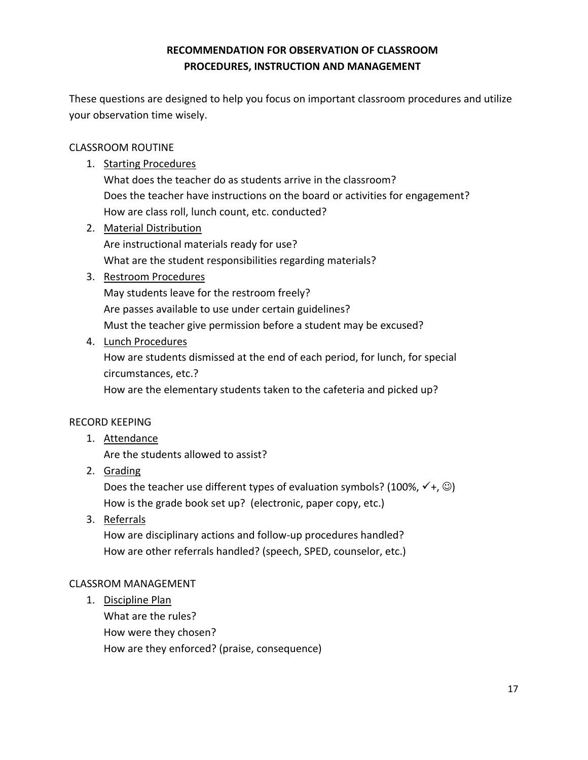## RECOMMENDATION FOR OBSERVATION OF CLASSROOM PROCEDURES, INSTRUCTION AND MANAGEMENT

These questions are designed to help you focus on important classroom procedures and utilize your observation time wisely.

CLASSROOM ROUTINE

1. Starting Procedures
   What does the teacher do as students arrive in the classroom?
   Does the teacher have instructions on the board or activities for engagement?
   How are class roll, lunch count, etc. conducted?
2. Material Distribution
   Are instructional materials ready for use?
   What are the student responsibilities regarding materials?
3. Restroom Procedures
   May students leave for the restroom freely?
   Are passes available to use under certain guidelines?
   Must the teacher give permission before a student may be excused?
4. Lunch Procedures
   How are students dismissed at the end of each period, for lunch, for special circumstances, etc.?
   How are the elementary students taken to the cafeteria and picked up?

RECORD KEEPING

1. Attendance
   Are the students allowed to assist?
2. Grading
   Does the teacher use different types of evaluation symbols? (100%, ✓+, ☺)
   How is the grade book set up? (electronic, paper copy, etc.)
3. Referrals
   How are disciplinary actions and follow-up procedures handled?
   How are other referrals handled? (speech, SPED, counselor, etc.)

CLASSROM MANAGEMENT

1. Discipline Plan
   What are the rules?
   How were they chosen?
   How are they enforced? (praise, consequence)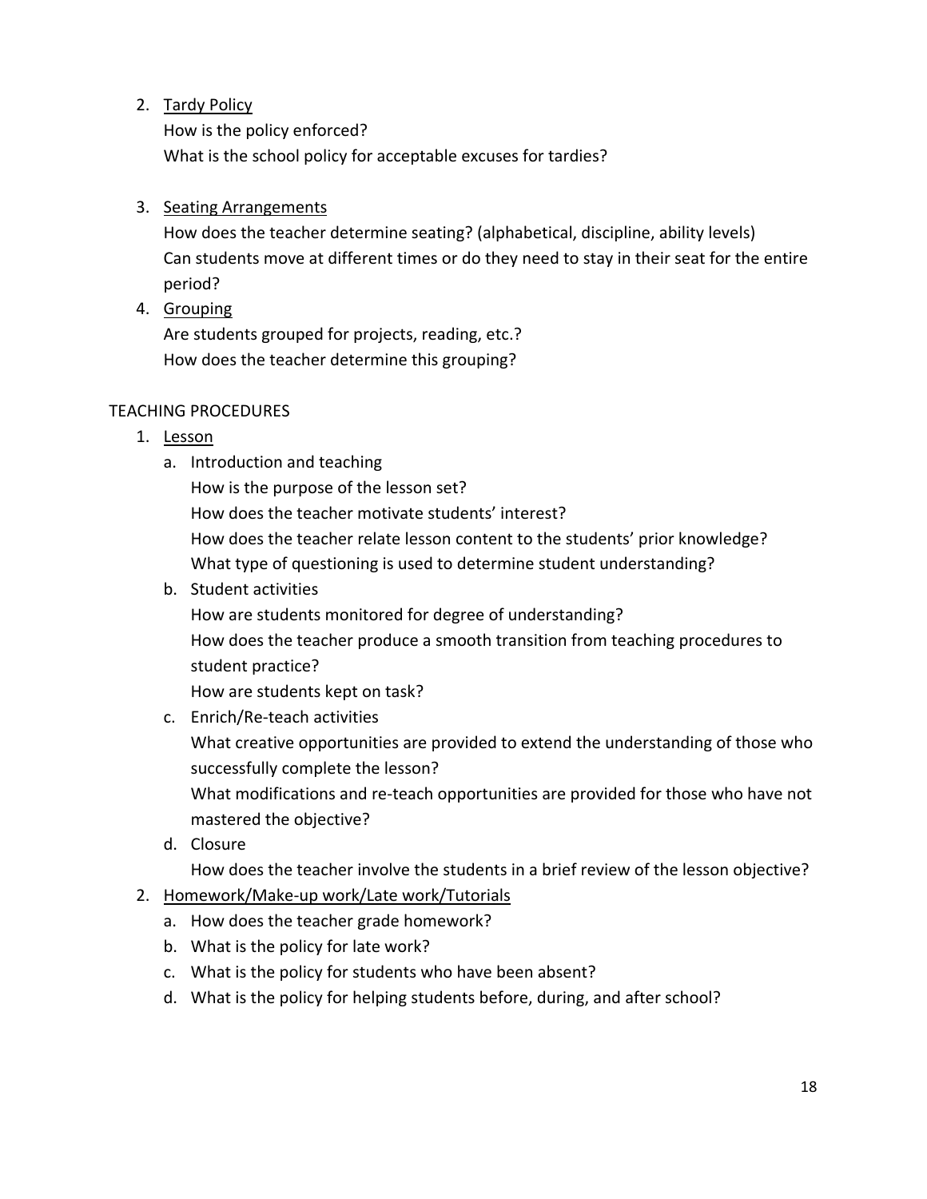2. <u>Tardy Policy</u>

   How is the policy enforced?

   What is the school policy for acceptable excuses for tardies?

3. <u>Seating Arrangements</u>

   How does the teacher determine seating? (alphabetical, discipline, ability levels)

   Can students move at different times or do they need to stay in their seat for the entire period?

4. <u>Grouping</u>

   Are students grouped for projects, reading, etc.?

   How does the teacher determine this grouping?

TEACHING PROCEDURES

1. <u>Lesson</u>
   a. Introduction and teaching

      How is the purpose of the lesson set?

      How does the teacher motivate students' interest?

      How does the teacher relate lesson content to the students' prior knowledge?

      What type of questioning is used to determine student understanding?

   b. Student activities

      How are students monitored for degree of understanding?

      How does the teacher produce a smooth transition from teaching procedures to student practice?

      How are students kept on task?

   c. Enrich/Re-teach activities

      What creative opportunities are provided to extend the understanding of those who successfully complete the lesson?

      What modifications and re-teach opportunities are provided for those who have not mastered the objective?

   d. Closure

      How does the teacher involve the students in a brief review of the lesson objective?

2. <u>Homework/Make-up work/Late work/Tutorials</u>
   a. How does the teacher grade homework?
   b. What is the policy for late work?
   c. What is the policy for students who have been absent?
   d. What is the policy for helping students before, during, and after school?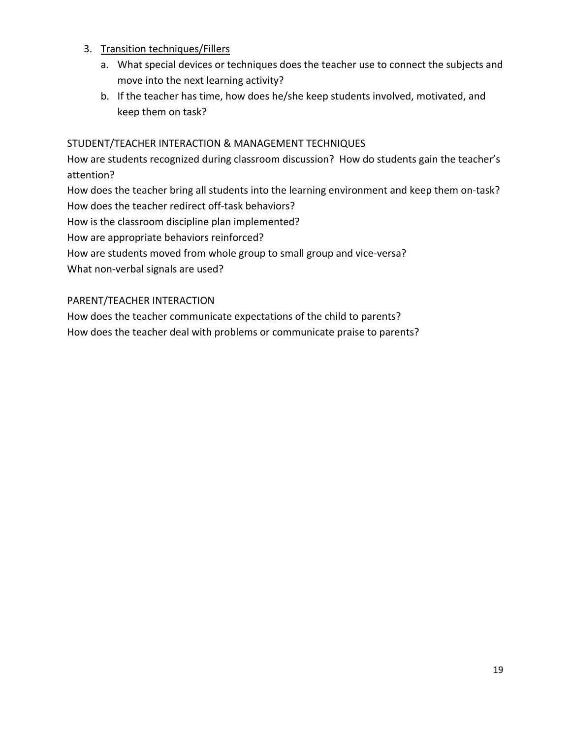3. <u>Transition techniques/Fillers</u>
    a. What special devices or techniques does the teacher use to connect the subjects and move into the next learning activity?
    b. If the teacher has time, how does he/she keep students involved, motivated, and keep them on task?

STUDENT/TEACHER INTERACTION & MANAGEMENT TECHNIQUES

How are students recognized during classroom discussion? How do students gain the teacher's attention?

How does the teacher bring all students into the learning environment and keep them on-task?

How does the teacher redirect off-task behaviors?

How is the classroom discipline plan implemented?

How are appropriate behaviors reinforced?

How are students moved from whole group to small group and vice-versa?

What non-verbal signals are used?

PARENT/TEACHER INTERACTION

How does the teacher communicate expectations of the child to parents?

How does the teacher deal with problems or communicate praise to parents?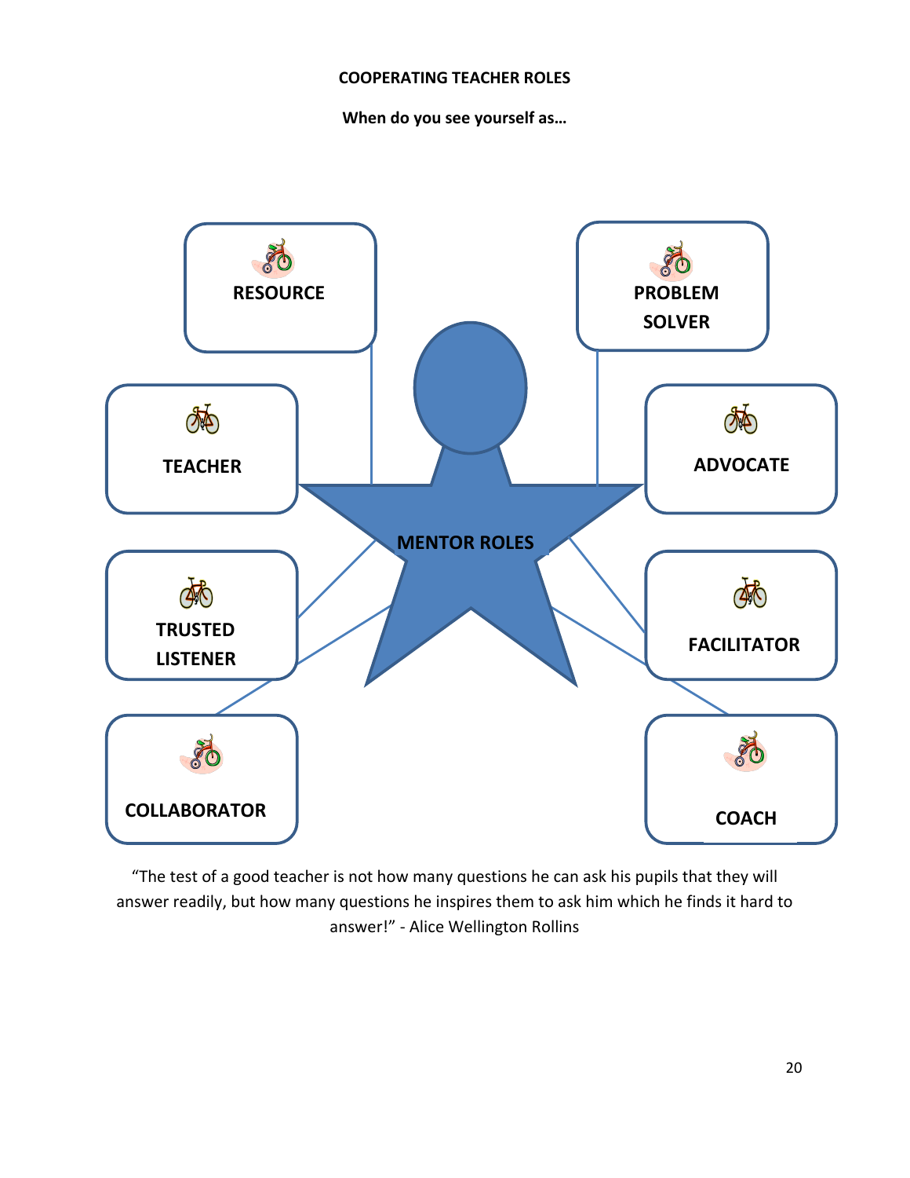**COOPERATING TEACHER ROLES**

**When do you see yourself as…**

**MENTOR ROLES**

- **RESOURCE**
- **PROBLEM SOLVER**
- **TEACHER**
- **ADVOCATE**
- **TRUSTED LISTENER**
- **FACILITATOR**
- **COLLABORATOR**
- **COACH**

"The test of a good teacher is not how many questions he can ask his pupils that they will answer readily, but how many questions he inspires them to ask him which he finds it hard to answer!" - Alice Wellington Rollins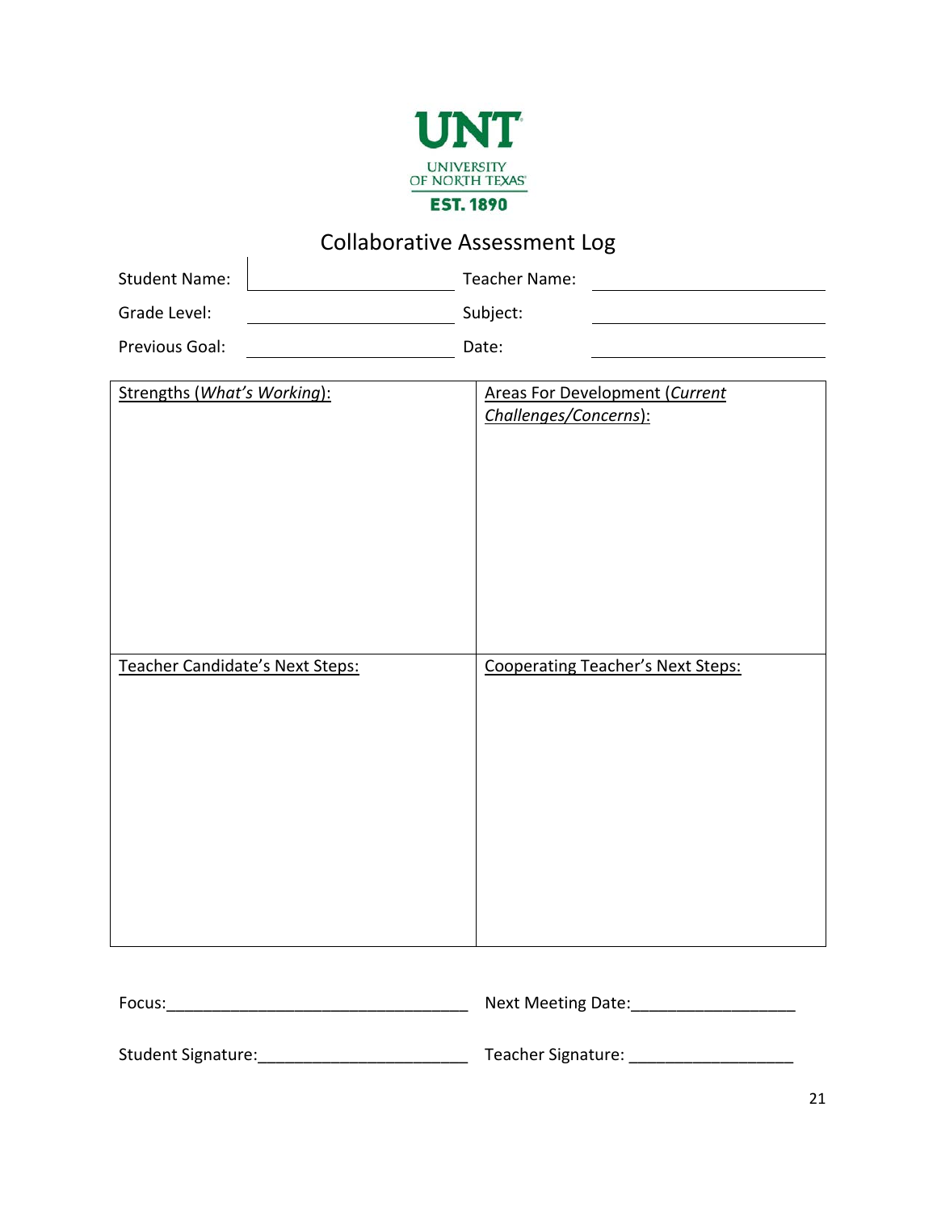UNT
UNIVERSITY OF NORTH TEXAS
EST. 1890

# Collaborative Assessment Log

| | | | |
|---|---|---|---|
| Student Name: | | Teacher Name: | |
| Grade Level: | | Subject: | |
| Previous Goal: | | Date: | |

| Strengths (*What's Working*): | Areas For Development (*Current Challenges/Concerns*): |
|---|---|
| | |
| **Teacher Candidate's Next Steps:** | **Cooperating Teacher's Next Steps:** |
| | |

Focus:_________________________________ Next Meeting Date:_________________

Student Signature:_______________________ Teacher Signature: _________________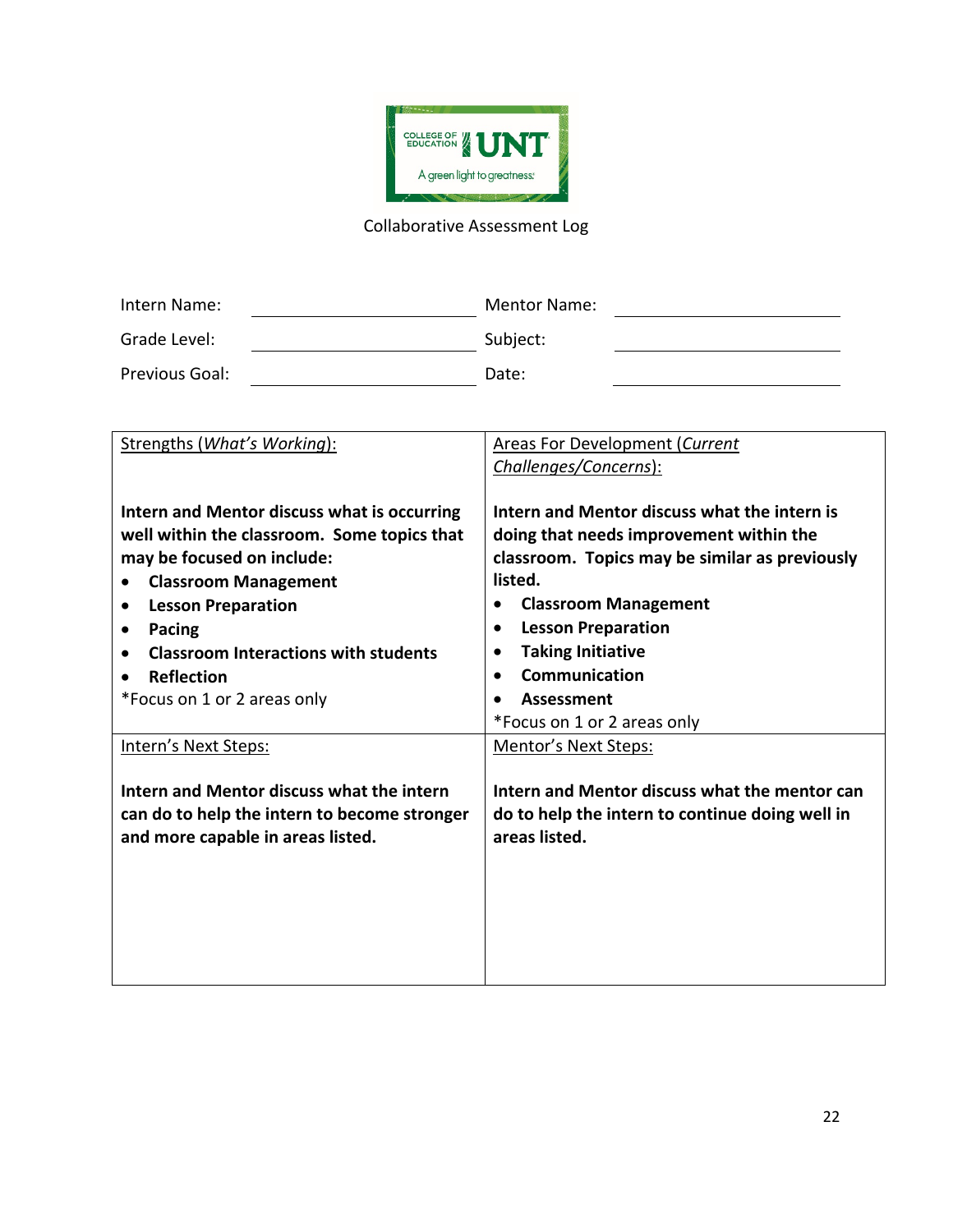Collaborative Assessment Log

| | | | |
|---|---|---|---|
| Intern Name: | ______________ | Mentor Name: | ______________ |
| Grade Level: | ______________ | Subject: | ______________ |
| Previous Goal: | ______________ | Date: | ______________ |

| Strengths (*What's Working*): | Areas For Development (*Current Challenges/Concerns*): |
|---|---|
| **Intern and Mentor discuss what is occurring well within the classroom. Some topics that may be focused on include:**<br>• **Classroom Management**<br>• **Lesson Preparation**<br>• **Pacing**<br>• **Classroom Interactions with students**<br>• **Reflection**<br>*Focus on 1 or 2 areas only | **Intern and Mentor discuss what the intern is doing that needs improvement within the classroom. Topics may be similar as previously listed.**<br>• **Classroom Management**<br>• **Lesson Preparation**<br>• **Taking Initiative**<br>• **Communication**<br>• **Assessment**<br>*Focus on 1 or 2 areas only |
| Intern's Next Steps:<br><br>**Intern and Mentor discuss what the intern can do to help the intern to become stronger and more capable in areas listed.** | Mentor's Next Steps:<br><br>**Intern and Mentor discuss what the mentor can do to help the intern to continue doing well in areas listed.** |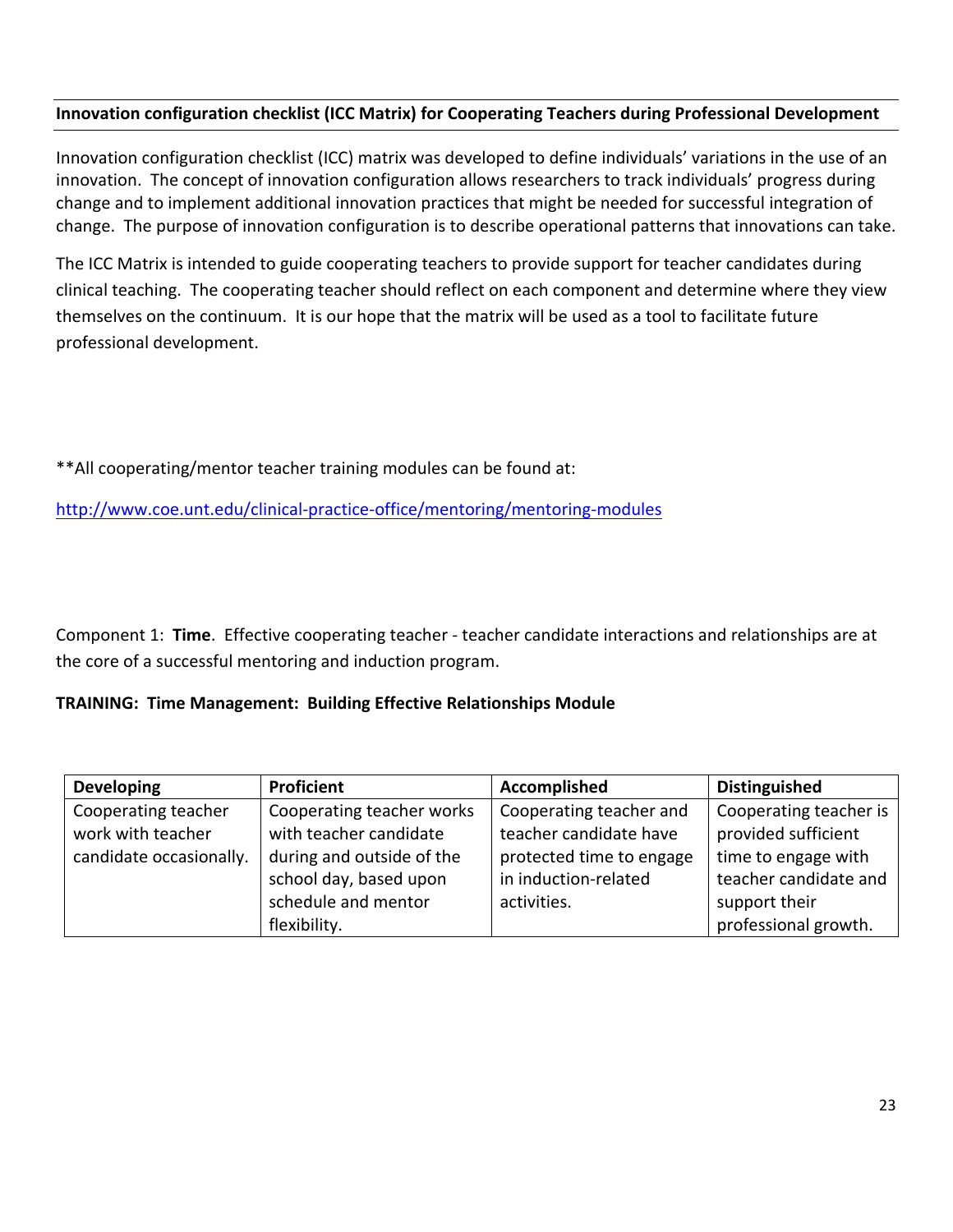**Innovation configuration checklist (ICC Matrix) for Cooperating Teachers during Professional Development**

Innovation configuration checklist (ICC) matrix was developed to define individuals' variations in the use of an innovation. The concept of innovation configuration allows researchers to track individuals' progress during change and to implement additional innovation practices that might be needed for successful integration of change. The purpose of innovation configuration is to describe operational patterns that innovations can take.

The ICC Matrix is intended to guide cooperating teachers to provide support for teacher candidates during clinical teaching. The cooperating teacher should reflect on each component and determine where they view themselves on the continuum. It is our hope that the matrix will be used as a tool to facilitate future professional development.

**All cooperating/mentor teacher training modules can be found at:

http://www.coe.unt.edu/clinical-practice-office/mentoring/mentoring-modules

Component 1: **Time**. Effective cooperating teacher - teacher candidate interactions and relationships are at the core of a successful mentoring and induction program.

**TRAINING: Time Management: Building Effective Relationships Module**

| Developing | Proficient | Accomplished | Distinguished |
|---|---|---|---|
| Cooperating teacher work with teacher candidate occasionally. | Cooperating teacher works with teacher candidate during and outside of the school day, based upon schedule and mentor flexibility. | Cooperating teacher and teacher candidate have protected time to engage in induction-related activities. | Cooperating teacher is provided sufficient time to engage with teacher candidate and support their professional growth. |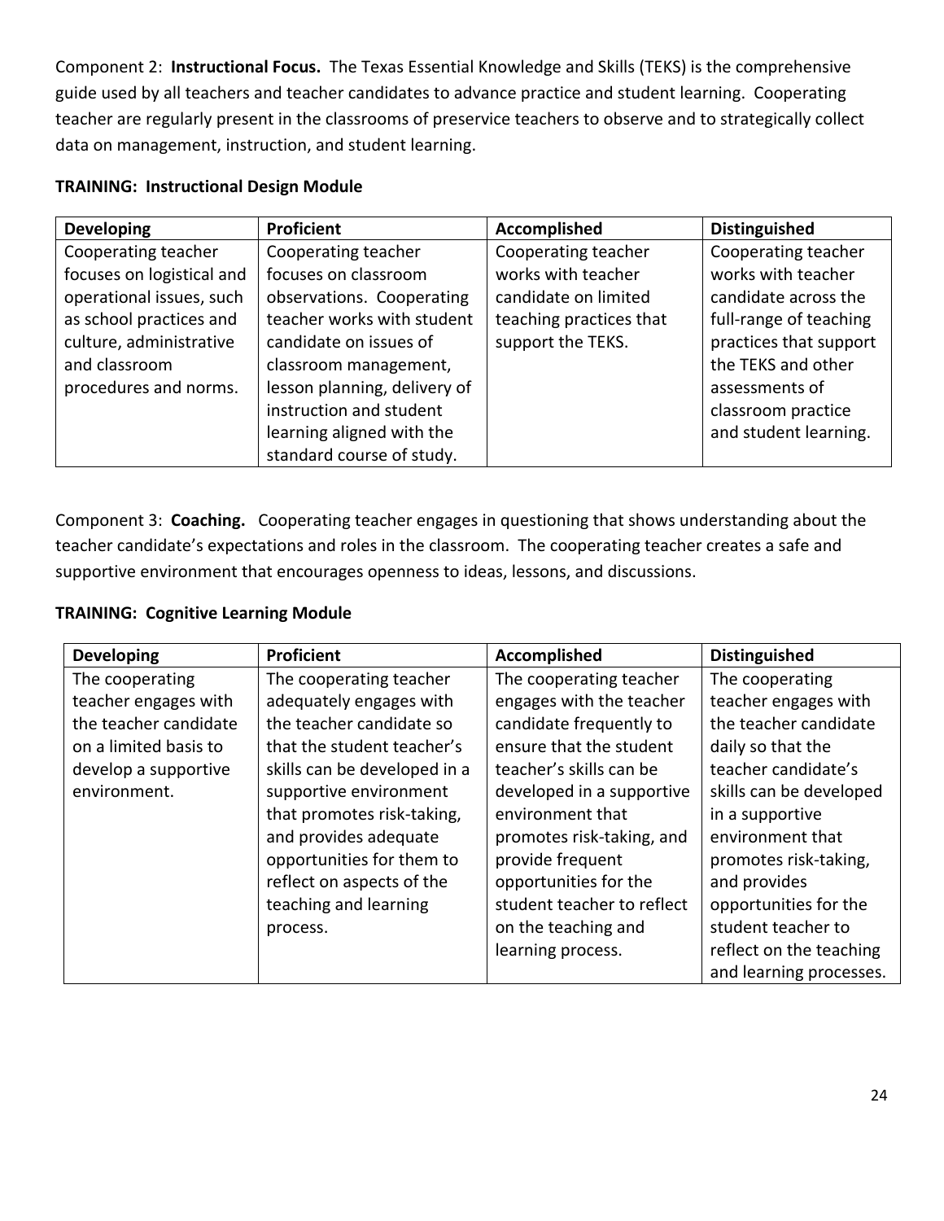Component 2: **Instructional Focus.** The Texas Essential Knowledge and Skills (TEKS) is the comprehensive guide used by all teachers and teacher candidates to advance practice and student learning. Cooperating teacher are regularly present in the classrooms of preservice teachers to observe and to strategically collect data on management, instruction, and student learning.

**TRAINING: Instructional Design Module**

| Developing | Proficient | Accomplished | Distinguished |
|---|---|---|---|
| Cooperating teacher focuses on logistical and operational issues, such as school practices and culture, administrative and classroom procedures and norms. | Cooperating teacher focuses on classroom observations. Cooperating teacher works with student candidate on issues of classroom management, lesson planning, delivery of instruction and student learning aligned with the standard course of study. | Cooperating teacher works with teacher candidate on limited teaching practices that support the TEKS. | Cooperating teacher works with teacher candidate across the full-range of teaching practices that support the TEKS and other assessments of classroom practice and student learning. |

Component 3: **Coaching.** Cooperating teacher engages in questioning that shows understanding about the teacher candidate's expectations and roles in the classroom. The cooperating teacher creates a safe and supportive environment that encourages openness to ideas, lessons, and discussions.

**TRAINING: Cognitive Learning Module**

| Developing | Proficient | Accomplished | Distinguished |
|---|---|---|---|
| The cooperating teacher engages with the teacher candidate on a limited basis to develop a supportive environment. | The cooperating teacher adequately engages with the teacher candidate so that the student teacher's skills can be developed in a supportive environment that promotes risk-taking, and provides adequate opportunities for them to reflect on aspects of the teaching and learning process. | The cooperating teacher engages with the teacher candidate frequently to ensure that the student teacher's skills can be developed in a supportive environment that promotes risk-taking, and provide frequent opportunities for the student teacher to reflect on the teaching and learning process. | The cooperating teacher engages with the teacher candidate daily so that the teacher candidate's skills can be developed in a supportive environment that promotes risk-taking, and provides opportunities for the student teacher to reflect on the teaching and learning processes. |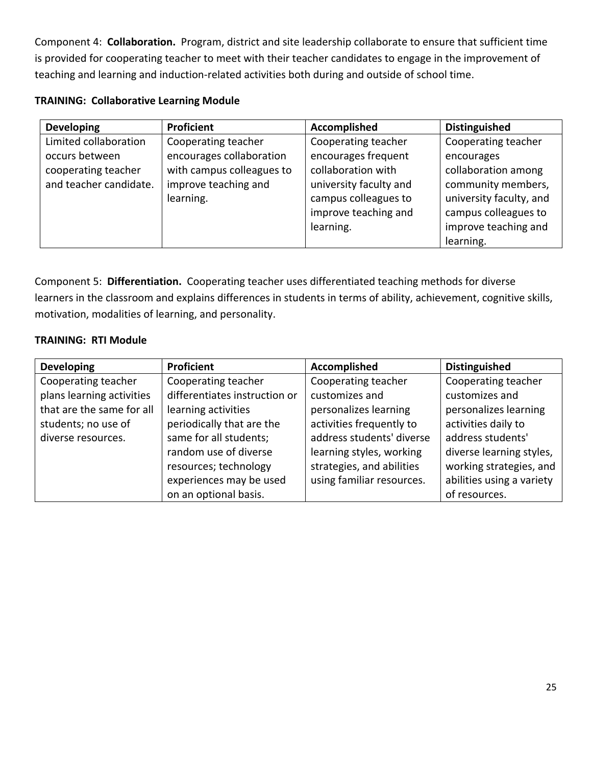Component 4: **Collaboration.** Program, district and site leadership collaborate to ensure that sufficient time is provided for cooperating teacher to meet with their teacher candidates to engage in the improvement of teaching and learning and induction-related activities both during and outside of school time.

**TRAINING: Collaborative Learning Module**

| Developing | Proficient | Accomplished | Distinguished |
|---|---|---|---|
| Limited collaboration occurs between cooperating teacher and teacher candidate. | Cooperating teacher encourages collaboration with campus colleagues to improve teaching and learning. | Cooperating teacher encourages frequent collaboration with university faculty and campus colleagues to improve teaching and learning. | Cooperating teacher encourages collaboration among community members, university faculty, and campus colleagues to improve teaching and learning. |

Component 5: **Differentiation.** Cooperating teacher uses differentiated teaching methods for diverse learners in the classroom and explains differences in students in terms of ability, achievement, cognitive skills, motivation, modalities of learning, and personality.

**TRAINING: RTI Module**

| Developing | Proficient | Accomplished | Distinguished |
|---|---|---|---|
| Cooperating teacher plans learning activities that are the same for all students; no use of diverse resources. | Cooperating teacher differentiates instruction or learning activities periodically that are the same for all students; random use of diverse resources; technology experiences may be used on an optional basis. | Cooperating teacher customizes and personalizes learning activities frequently to address students' diverse learning styles, working strategies, and abilities using familiar resources. | Cooperating teacher customizes and personalizes learning activities daily to address students' diverse learning styles, working strategies, and abilities using a variety of resources. |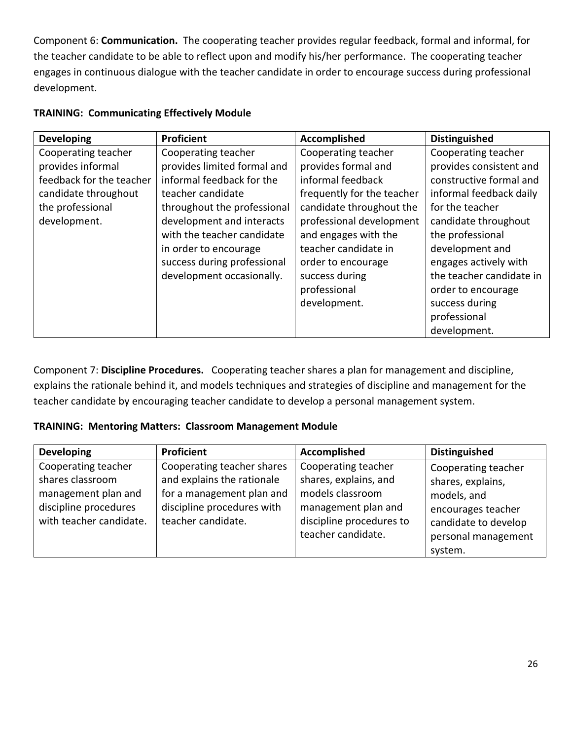Component 6: **Communication.** The cooperating teacher provides regular feedback, formal and informal, for the teacher candidate to be able to reflect upon and modify his/her performance. The cooperating teacher engages in continuous dialogue with the teacher candidate in order to encourage success during professional development.

**TRAINING: Communicating Effectively Module**

| **Developing** | **Proficient** | **Accomplished** | **Distinguished** |
|---|---|---|---|
| Cooperating teacher provides informal feedback for the teacher candidate throughout the professional development. | Cooperating teacher provides limited formal and informal feedback for the teacher candidate throughout the professional development and interacts with the teacher candidate in order to encourage success during professional development occasionally. | Cooperating teacher provides formal and informal feedback frequently for the teacher candidate throughout the professional development and engages with the teacher candidate in order to encourage success during professional development. | Cooperating teacher provides consistent and constructive formal and informal feedback daily for the teacher candidate throughout the professional development and engages actively with the teacher candidate in order to encourage success during professional development. |

Component 7: **Discipline Procedures.** Cooperating teacher shares a plan for management and discipline, explains the rationale behind it, and models techniques and strategies of discipline and management for the teacher candidate by encouraging teacher candidate to develop a personal management system.

**TRAINING: Mentoring Matters: Classroom Management Module**

| **Developing** | **Proficient** | **Accomplished** | **Distinguished** |
|---|---|---|---|
| Cooperating teacher shares classroom management plan and discipline procedures with teacher candidate. | Cooperating teacher shares and explains the rationale for a management plan and discipline procedures with teacher candidate. | Cooperating teacher shares, explains, and models classroom management plan and discipline procedures to teacher candidate. | Cooperating teacher shares, explains, models, and encourages teacher candidate to develop personal management system. |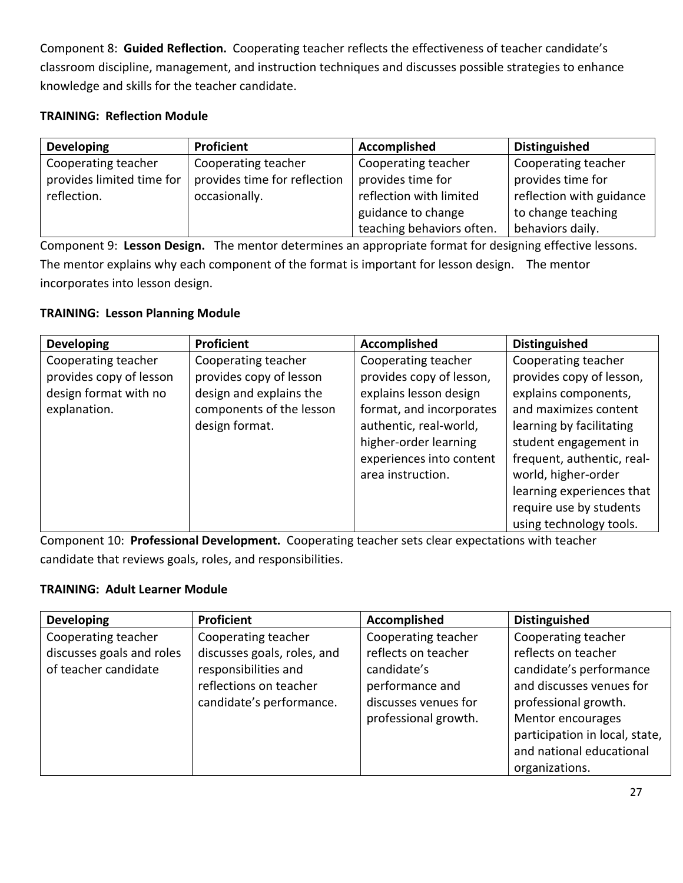Component 8: **Guided Reflection.** Cooperating teacher reflects the effectiveness of teacher candidate's classroom discipline, management, and instruction techniques and discusses possible strategies to enhance knowledge and skills for the teacher candidate.

**TRAINING: Reflection Module**

| Developing | Proficient | Accomplished | Distinguished |
|---|---|---|---|
| Cooperating teacher provides limited time for reflection. | Cooperating teacher provides time for reflection occasionally. | Cooperating teacher provides time for reflection with limited guidance to change teaching behaviors often. | Cooperating teacher provides time for reflection with guidance to change teaching behaviors daily. |

Component 9: **Lesson Design.** The mentor determines an appropriate format for designing effective lessons. The mentor explains why each component of the format is important for lesson design. The mentor incorporates into lesson design.

**TRAINING: Lesson Planning Module**

| Developing | Proficient | Accomplished | Distinguished |
|---|---|---|---|
| Cooperating teacher provides copy of lesson design format with no explanation. | Cooperating teacher provides copy of lesson design and explains the components of the lesson design format. | Cooperating teacher provides copy of lesson, explains lesson design format, and incorporates authentic, real-world, higher-order learning experiences into content area instruction. | Cooperating teacher provides copy of lesson, explains components, and maximizes content learning by facilitating student engagement in frequent, authentic, real-world, higher-order learning experiences that require use by students using technology tools. |

Component 10: **Professional Development.** Cooperating teacher sets clear expectations with teacher candidate that reviews goals, roles, and responsibilities.

**TRAINING: Adult Learner Module**

| Developing | Proficient | Accomplished | Distinguished |
|---|---|---|---|
| Cooperating teacher discusses goals and roles of teacher candidate | Cooperating teacher discusses goals, roles, and responsibilities and reflections on teacher candidate's performance. | Cooperating teacher reflects on teacher candidate's performance and discusses venues for professional growth. | Cooperating teacher reflects on teacher candidate's performance and discusses venues for professional growth. Mentor encourages participation in local, state, and national educational organizations. |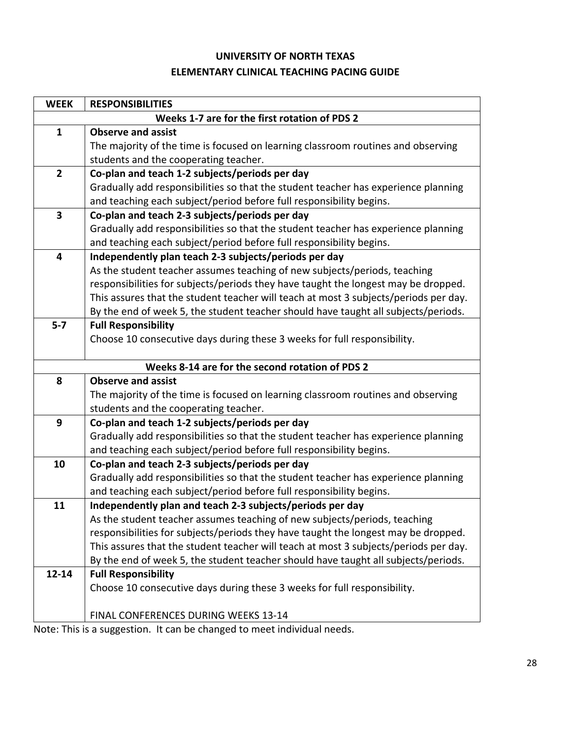# UNIVERSITY OF NORTH TEXAS
## ELEMENTARY CLINICAL TEACHING PACING GUIDE

| WEEK | RESPONSIBILITIES |
|---|---|
| **Weeks 1-7 are for the first rotation of PDS 2** | |
| **1** | **Observe and assist**<br>The majority of the time is focused on learning classroom routines and observing students and the cooperating teacher. |
| **2** | **Co-plan and teach 1-2 subjects/periods per day**<br>Gradually add responsibilities so that the student teacher has experience planning and teaching each subject/period before full responsibility begins. |
| **3** | **Co-plan and teach 2-3 subjects/periods per day**<br>Gradually add responsibilities so that the student teacher has experience planning and teaching each subject/period before full responsibility begins. |
| **4** | **Independently plan teach 2-3 subjects/periods per day**<br>As the student teacher assumes teaching of new subjects/periods, teaching responsibilities for subjects/periods they have taught the longest may be dropped. This assures that the student teacher will teach at most 3 subjects/periods per day. By the end of week 5, the student teacher should have taught all subjects/periods. |
| **5-7** | **Full Responsibility**<br>Choose 10 consecutive days during these 3 weeks for full responsibility. |
| **Weeks 8-14 are for the second rotation of PDS 2** | |
| **8** | **Observe and assist**<br>The majority of the time is focused on learning classroom routines and observing students and the cooperating teacher. |
| **9** | **Co-plan and teach 1-2 subjects/periods per day**<br>Gradually add responsibilities so that the student teacher has experience planning and teaching each subject/period before full responsibility begins. |
| **10** | **Co-plan and teach 2-3 subjects/periods per day**<br>Gradually add responsibilities so that the student teacher has experience planning and teaching each subject/period before full responsibility begins. |
| **11** | **Independently plan and teach 2-3 subjects/periods per day**<br>As the student teacher assumes teaching of new subjects/periods, teaching responsibilities for subjects/periods they have taught the longest may be dropped. This assures that the student teacher will teach at most 3 subjects/periods per day. By the end of week 5, the student teacher should have taught all subjects/periods. |
| **12-14** | **Full Responsibility**<br>Choose 10 consecutive days during these 3 weeks for full responsibility.<br><br>FINAL CONFERENCES DURING WEEKS 13-14 |

Note: This is a suggestion. It can be changed to meet individual needs.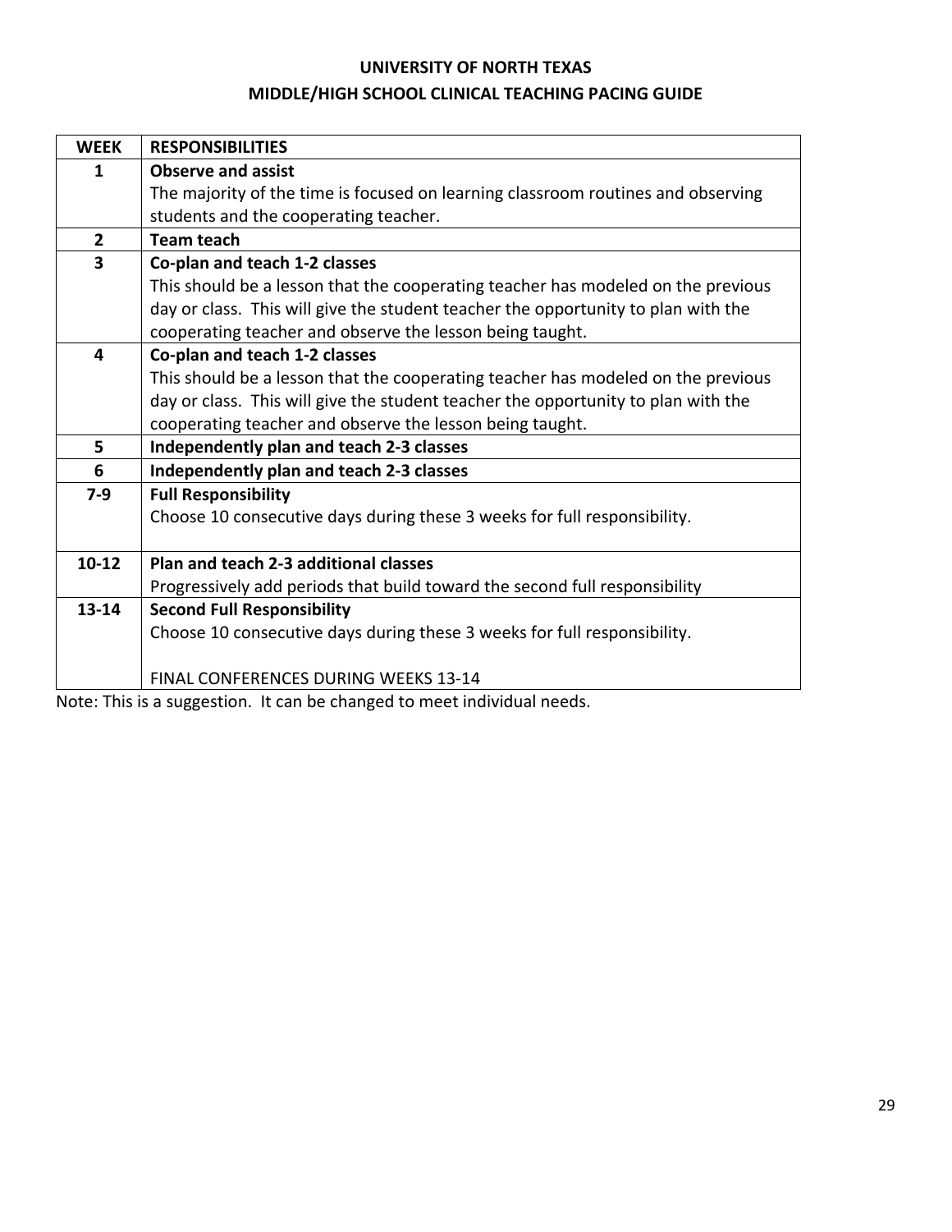# UNIVERSITY OF NORTH TEXAS

## MIDDLE/HIGH SCHOOL CLINICAL TEACHING PACING GUIDE

| WEEK | RESPONSIBILITIES |
|---|---|
| 1 | **Observe and assist**<br>The majority of the time is focused on learning classroom routines and observing students and the cooperating teacher. |
| 2 | **Team teach** |
| 3 | **Co-plan and teach 1-2 classes**<br>This should be a lesson that the cooperating teacher has modeled on the previous day or class. This will give the student teacher the opportunity to plan with the cooperating teacher and observe the lesson being taught. |
| 4 | **Co-plan and teach 1-2 classes**<br>This should be a lesson that the cooperating teacher has modeled on the previous day or class. This will give the student teacher the opportunity to plan with the cooperating teacher and observe the lesson being taught. |
| 5 | **Independently plan and teach 2-3 classes** |
| 6 | **Independently plan and teach 2-3 classes** |
| 7-9 | **Full Responsibility**<br>Choose 10 consecutive days during these 3 weeks for full responsibility. |
| 10-12 | **Plan and teach 2-3 additional classes**<br>Progressively add periods that build toward the second full responsibility |
| 13-14 | **Second Full Responsibility**<br>Choose 10 consecutive days during these 3 weeks for full responsibility.<br><br>FINAL CONFERENCES DURING WEEKS 13-14 |

Note: This is a suggestion. It can be changed to meet individual needs.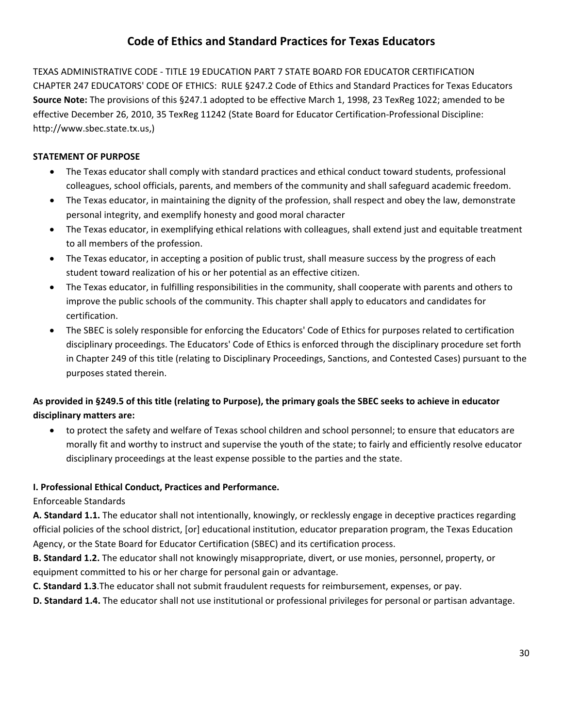# Code of Ethics and Standard Practices for Texas Educators

TEXAS ADMINISTRATIVE CODE - TITLE 19 EDUCATION PART 7 STATE BOARD FOR EDUCATOR CERTIFICATION CHAPTER 247 EDUCATORS' CODE OF ETHICS: RULE §247.2 Code of Ethics and Standard Practices for Texas Educators
**Source Note:** The provisions of this §247.1 adopted to be effective March 1, 1998, 23 TexReg 1022; amended to be effective December 26, 2010, 35 TexReg 11242 (State Board for Educator Certification-Professional Discipline: http://www.sbec.state.tx.us,)

**STATEMENT OF PURPOSE**

- The Texas educator shall comply with standard practices and ethical conduct toward students, professional colleagues, school officials, parents, and members of the community and shall safeguard academic freedom.
- The Texas educator, in maintaining the dignity of the profession, shall respect and obey the law, demonstrate personal integrity, and exemplify honesty and good moral character
- The Texas educator, in exemplifying ethical relations with colleagues, shall extend just and equitable treatment to all members of the profession.
- The Texas educator, in accepting a position of public trust, shall measure success by the progress of each student toward realization of his or her potential as an effective citizen.
- The Texas educator, in fulfilling responsibilities in the community, shall cooperate with parents and others to improve the public schools of the community. This chapter shall apply to educators and candidates for certification.
- The SBEC is solely responsible for enforcing the Educators' Code of Ethics for purposes related to certification disciplinary proceedings. The Educators' Code of Ethics is enforced through the disciplinary procedure set forth in Chapter 249 of this title (relating to Disciplinary Proceedings, Sanctions, and Contested Cases) pursuant to the purposes stated therein.

**As provided in §249.5 of this title (relating to Purpose), the primary goals the SBEC seeks to achieve in educator disciplinary matters are:**

- to protect the safety and welfare of Texas school children and school personnel; to ensure that educators are morally fit and worthy to instruct and supervise the youth of the state; to fairly and efficiently resolve educator disciplinary proceedings at the least expense possible to the parties and the state.

**I. Professional Ethical Conduct, Practices and Performance.**

Enforceable Standards

**A. Standard 1.1.** The educator shall not intentionally, knowingly, or recklessly engage in deceptive practices regarding official policies of the school district, [or] educational institution, educator preparation program, the Texas Education Agency, or the State Board for Educator Certification (SBEC) and its certification process.

**B. Standard 1.2.** The educator shall not knowingly misappropriate, divert, or use monies, personnel, property, or equipment committed to his or her charge for personal gain or advantage.

**C. Standard 1.3**.The educator shall not submit fraudulent requests for reimbursement, expenses, or pay.

**D. Standard 1.4.** The educator shall not use institutional or professional privileges for personal or partisan advantage.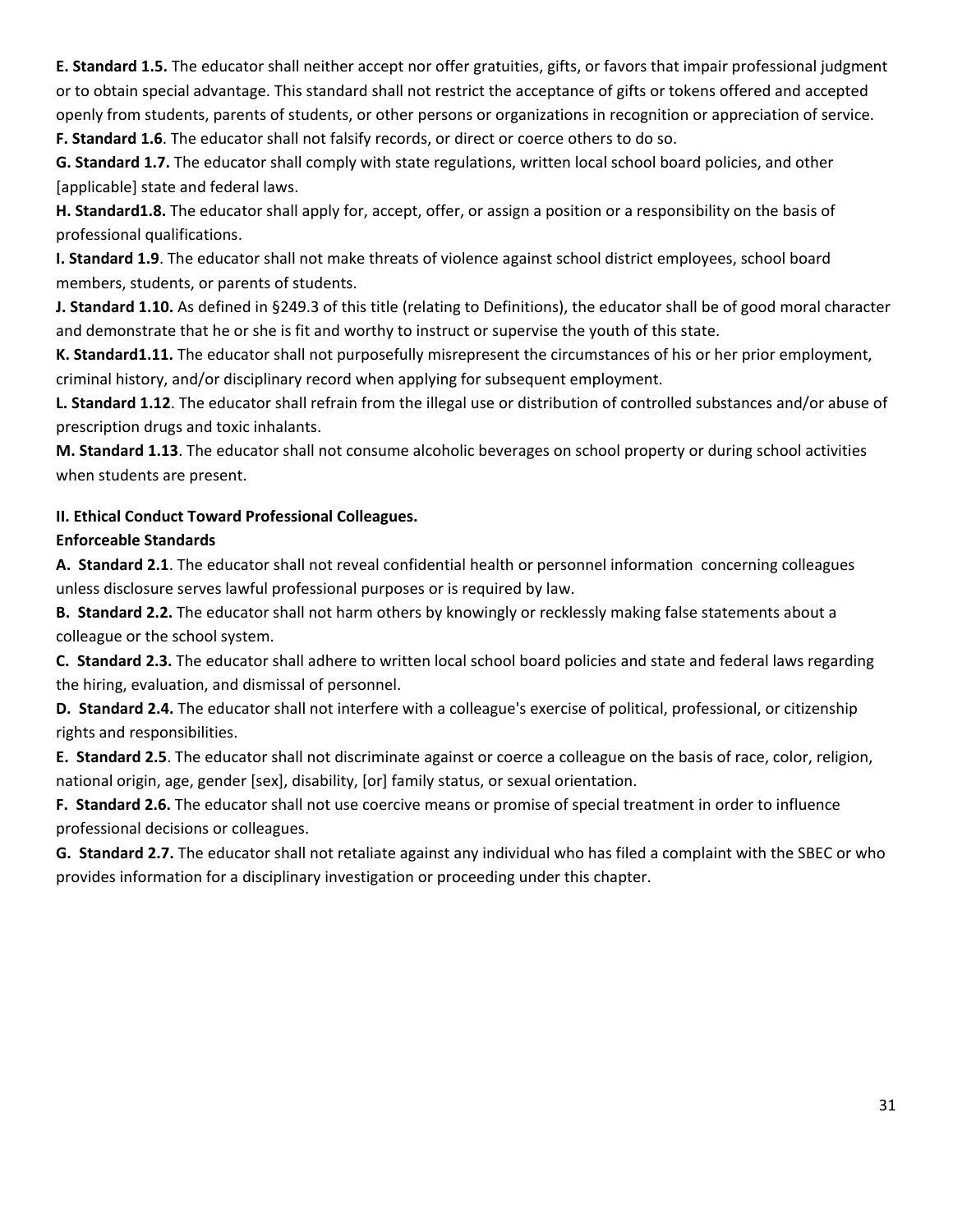**E. Standard 1.5.** The educator shall neither accept nor offer gratuities, gifts, or favors that impair professional judgment or to obtain special advantage. This standard shall not restrict the acceptance of gifts or tokens offered and accepted openly from students, parents of students, or other persons or organizations in recognition or appreciation of service.

**F. Standard 1.6**. The educator shall not falsify records, or direct or coerce others to do so.

**G. Standard 1.7.** The educator shall comply with state regulations, written local school board policies, and other [applicable] state and federal laws.

**H. Standard1.8.** The educator shall apply for, accept, offer, or assign a position or a responsibility on the basis of professional qualifications.

**I. Standard 1.9**. The educator shall not make threats of violence against school district employees, school board members, students, or parents of students.

**J. Standard 1.10.** As defined in §249.3 of this title (relating to Definitions), the educator shall be of good moral character and demonstrate that he or she is fit and worthy to instruct or supervise the youth of this state.

**K. Standard1.11.** The educator shall not purposefully misrepresent the circumstances of his or her prior employment, criminal history, and/or disciplinary record when applying for subsequent employment.

**L. Standard 1.12**. The educator shall refrain from the illegal use or distribution of controlled substances and/or abuse of prescription drugs and toxic inhalants.

**M. Standard 1.13**. The educator shall not consume alcoholic beverages on school property or during school activities when students are present.

**II. Ethical Conduct Toward Professional Colleagues.**

**Enforceable Standards**

**A. Standard 2.1**. The educator shall not reveal confidential health or personnel information concerning colleagues unless disclosure serves lawful professional purposes or is required by law.

**B. Standard 2.2.** The educator shall not harm others by knowingly or recklessly making false statements about a colleague or the school system.

**C. Standard 2.3.** The educator shall adhere to written local school board policies and state and federal laws regarding the hiring, evaluation, and dismissal of personnel.

**D. Standard 2.4.** The educator shall not interfere with a colleague's exercise of political, professional, or citizenship rights and responsibilities.

**E. Standard 2.5**. The educator shall not discriminate against or coerce a colleague on the basis of race, color, religion, national origin, age, gender [sex], disability, [or] family status, or sexual orientation.

**F. Standard 2.6.** The educator shall not use coercive means or promise of special treatment in order to influence professional decisions or colleagues.

**G. Standard 2.7.** The educator shall not retaliate against any individual who has filed a complaint with the SBEC or who provides information for a disciplinary investigation or proceeding under this chapter.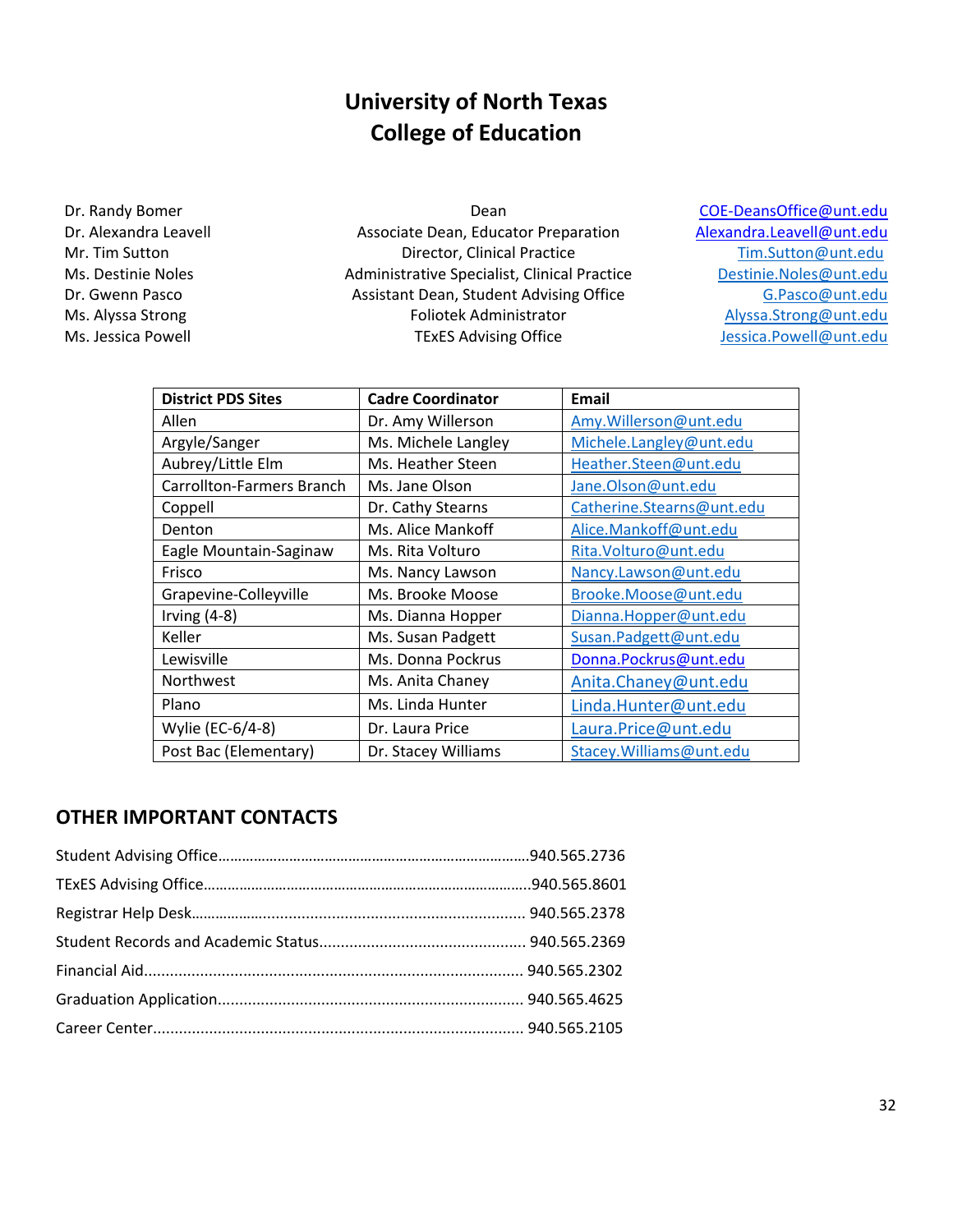# University of North Texas
# College of Education

| | | |
|---|---|---|
| Dr. Randy Bomer | Dean | COE-DeansOffice@unt.edu |
| Dr. Alexandra Leavell | Associate Dean, Educator Preparation | Alexandra.Leavell@unt.edu |
| Mr. Tim Sutton | Director, Clinical Practice | Tim.Sutton@unt.edu |
| Ms. Destinie Noles | Administrative Specialist, Clinical Practice | Destinie.Noles@unt.edu |
| Dr. Gwenn Pasco | Assistant Dean, Student Advising Office | G.Pasco@unt.edu |
| Ms. Alyssa Strong | Foliotek Administrator | Alyssa.Strong@unt.edu |
| Ms. Jessica Powell | TExES Advising Office | Jessica.Powell@unt.edu |

| District PDS Sites | Cadre Coordinator | Email |
|---|---|---|
| Allen | Dr. Amy Willerson | Amy.Willerson@unt.edu |
| Argyle/Sanger | Ms. Michele Langley | Michele.Langley@unt.edu |
| Aubrey/Little Elm | Ms. Heather Steen | Heather.Steen@unt.edu |
| Carrollton-Farmers Branch | Ms. Jane Olson | Jane.Olson@unt.edu |
| Coppell | Dr. Cathy Stearns | Catherine.Stearns@unt.edu |
| Denton | Ms. Alice Mankoff | Alice.Mankoff@unt.edu |
| Eagle Mountain-Saginaw | Ms. Rita Volturo | Rita.Volturo@unt.edu |
| Frisco | Ms. Nancy Lawson | Nancy.Lawson@unt.edu |
| Grapevine-Colleyville | Ms. Brooke Moose | Brooke.Moose@unt.edu |
| Irving (4-8) | Ms. Dianna Hopper | Dianna.Hopper@unt.edu |
| Keller | Ms. Susan Padgett | Susan.Padgett@unt.edu |
| Lewisville | Ms. Donna Pockrus | Donna.Pockrus@unt.edu |
| Northwest | Ms. Anita Chaney | Anita.Chaney@unt.edu |
| Plano | Ms. Linda Hunter | Linda.Hunter@unt.edu |
| Wylie (EC-6/4-8) | Dr. Laura Price | Laura.Price@unt.edu |
| Post Bac (Elementary) | Dr. Stacey Williams | Stacey.Williams@unt.edu |

## OTHER IMPORTANT CONTACTS

Student Advising Office……………………………………………………………………940.565.2736

TExES Advising Office………………………………………………………………………940.565.8601

Registrar Help Desk……………………………………………………………………… 940.565.2378

Student Records and Academic Status............................................... 940.565.2369

Financial Aid....................................................................................... 940.565.2302

Graduation Application...................................................................... 940.565.4625

Career Center..................................................................................... 940.565.2105